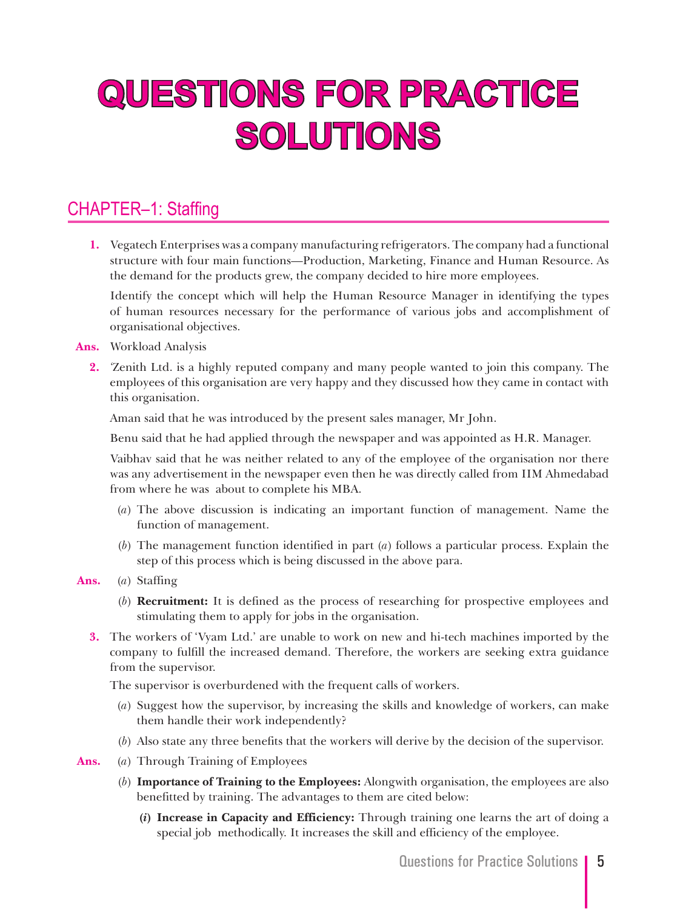# QUESTIONS FOR PRACTICE SOLUTIONS

## CHAPTER–1: Staffing

**1.** Vegatech Enterprises was a company manufacturing refrigerators. The company had a functional structure with four main functions—Production, Marketing, Finance and Human Resource. As the demand for the products grew, the company decided to hire more employees.

Identify the concept which will help the Human Resource Manager in identifying the types of human resources necessary for the performance of various jobs and accomplishment of organisational objectives.

**Ans.** Workload Analysis

**2.** 'Zenith Ltd. is a highly reputed company and many people wanted to join this company. The employees of this organisation are very happy and they discussed how they came in contact with this organisation.

Aman said that he was introduced by the present sales manager, Mr John.

Benu said that he had applied through the newspaper and was appointed as H.R. Manager.

Vaibhav said that he was neither related to any of the employee of the organisation nor there was any advertisement in the newspaper even then he was directly called from IIM Ahmedabad from where he was about to complete his MBA.

(*a*) The above discussion is indicating an important function of management. Name the function of management.

(*b*) The management function identified in part (*a*) follows a particular process. Explain the step of this process which is being discussed in the above para.

**Ans.** (*a*) Staffing

(*b*) **Recruitment:** It is defined as the process of researching for prospective employees and stimulating them to apply for jobs in the organisation.

**3.** The workers of 'Vyam Ltd.' are unable to work on new and hi-tech machines imported by the company to fulfill the increased demand. Therefore, the workers are seeking extra guidance from the supervisor.

The supervisor is overburdened with the frequent calls of workers.

(*a*) Suggest how the supervisor, by increasing the skills and knowledge of workers, can make them handle their work independently?

(*b*) Also state any three benefits that the workers will derive by the decision of the supervisor.

**Ans.** (*a*) Through Training of Employees

(*b*) **Importance of Training to the Employees:** Alongwith organisation, the employees are also benefitted by training. The advantages to them are cited below:

**(*i*) Increase in Capacity and Efficiency:** Through training one learns the art of doing a special job methodically. It increases the skill and efficiency of the employee.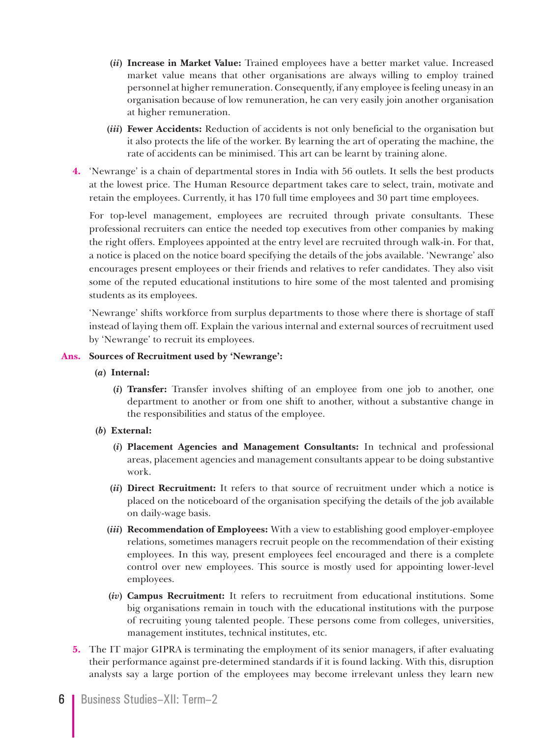(*ii*) **Increase in Market Value:** Trained employees have a better market value. Increased market value means that other organisations are always willing to employ trained personnel at higher remuneration. Consequently, if any employee is feeling uneasy in an organisation because of low remuneration, he can very easily join another organisation at higher remuneration.

(*iii*) **Fewer Accidents:** Reduction of accidents is not only beneficial to the organisation but it also protects the life of the worker. By learning the art of operating the machine, the rate of accidents can be minimised. This art can be learnt by training alone.

**4.** 'Newrange' is a chain of departmental stores in India with 56 outlets. It sells the best products at the lowest price. The Human Resource department takes care to select, train, motivate and retain the employees. Currently, it has 170 full time employees and 30 part time employees.

For top-level management, employees are recruited through private consultants. These professional recruiters can entice the needed top executives from other companies by making the right offers. Employees appointed at the entry level are recruited through walk-in. For that, a notice is placed on the notice board specifying the details of the jobs available. 'Newrange' also encourages present employees or their friends and relatives to refer candidates. They also visit some of the reputed educational institutions to hire some of the most talented and promising students as its employees.

'Newrange' shifts workforce from surplus departments to those where there is shortage of staff instead of laying them off. Explain the various internal and external sources of recruitment used by 'Newrange' to recruit its employees.

**Ans. Sources of Recruitment used by 'Newrange':**

(*a*) **Internal:**

(*i*) **Transfer:** Transfer involves shifting of an employee from one job to another, one department to another or from one shift to another, without a substantive change in the responsibilities and status of the employee.

(*b*) **External:**

(*i*) **Placement Agencies and Management Consultants:** In technical and professional areas, placement agencies and management consultants appear to be doing substantive work.

(*ii*) **Direct Recruitment:** It refers to that source of recruitment under which a notice is placed on the noticeboard of the organisation specifying the details of the job available on daily-wage basis.

(*iii*) **Recommendation of Employees:** With a view to establishing good employer-employee relations, sometimes managers recruit people on the recommendation of their existing employees. In this way, present employees feel encouraged and there is a complete control over new employees. This source is mostly used for appointing lower-level employees.

(*iv*) **Campus Recruitment:** It refers to recruitment from educational institutions. Some big organisations remain in touch with the educational institutions with the purpose of recruiting young talented people. These persons come from colleges, universities, management institutes, technical institutes, etc.

**5.** The IT major GIPRA is terminating the employment of its senior managers, if after evaluating their performance against pre-determined standards if it is found lacking. With this, disruption analysts say a large portion of the employees may become irrelevant unless they learn new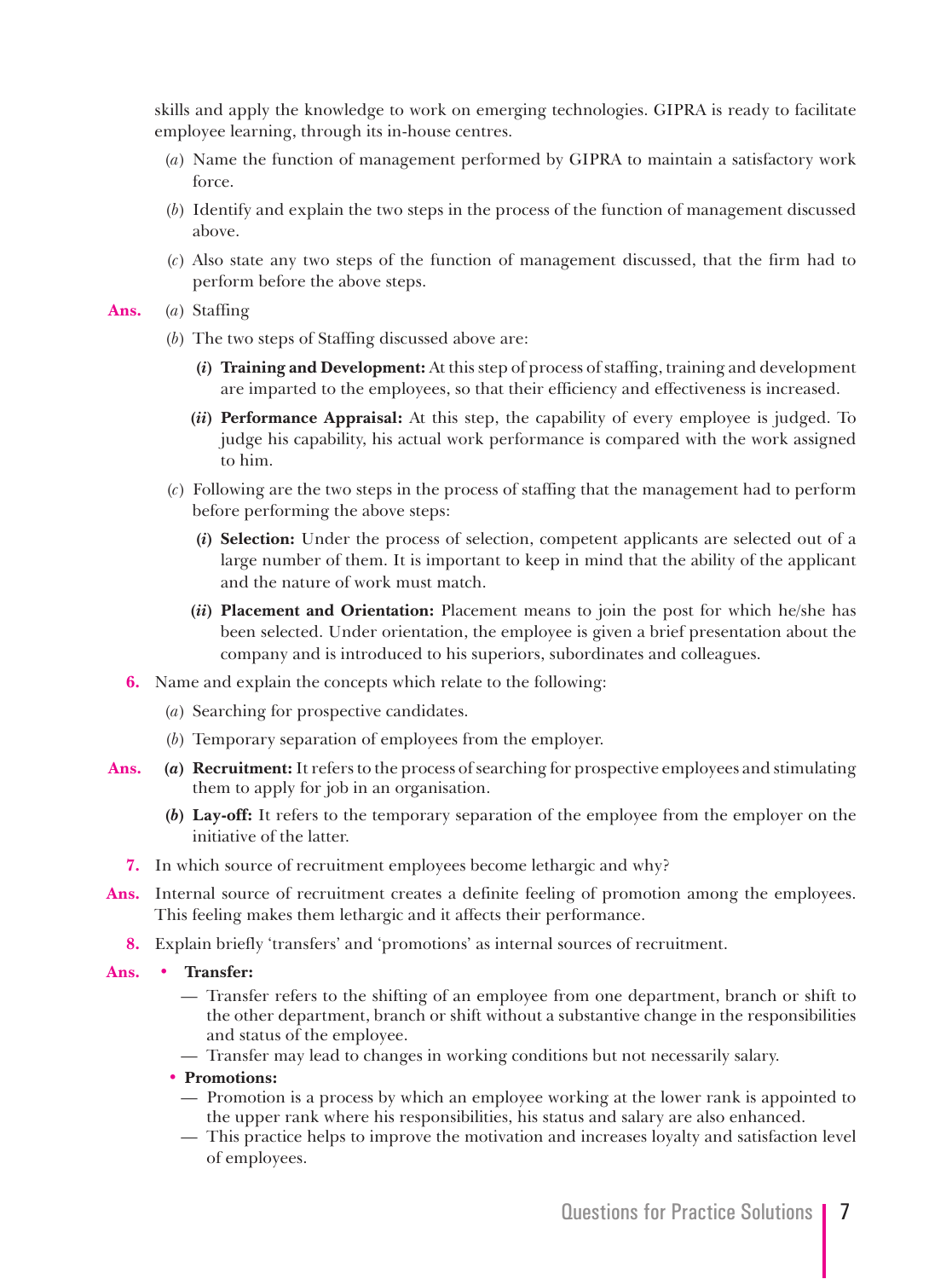skills and apply the knowledge to work on emerging technologies. GIPRA is ready to facilitate employee learning, through its in-house centres.

(*a*) Name the function of management performed by GIPRA to maintain a satisfactory work force.

(*b*) Identify and explain the two steps in the process of the function of management discussed above.

(*c*) Also state any two steps of the function of management discussed, that the firm had to perform before the above steps.

**Ans.** (*a*) Staffing

(*b*) The two steps of Staffing discussed above are:

**(*i*) Training and Development:** At this step of process of staffing, training and development are imparted to the employees, so that their efficiency and effectiveness is increased.

**(*ii*) Performance Appraisal:** At this step, the capability of every employee is judged. To judge his capability, his actual work performance is compared with the work assigned to him.

(*c*) Following are the two steps in the process of staffing that the management had to perform before performing the above steps:

**(*i*) Selection:** Under the process of selection, competent applicants are selected out of a large number of them. It is important to keep in mind that the ability of the applicant and the nature of work must match.

**(*ii*) Placement and Orientation:** Placement means to join the post for which he/she has been selected. Under orientation, the employee is given a brief presentation about the company and is introduced to his superiors, subordinates and colleagues.

**6.** Name and explain the concepts which relate to the following:

(*a*) Searching for prospective candidates.

(*b*) Temporary separation of employees from the employer.

**Ans.** **(*a*) Recruitment:** It refers to the process of searching for prospective employees and stimulating them to apply for job in an organisation.

**(*b*) Lay-off:** It refers to the temporary separation of the employee from the employer on the initiative of the latter.

**7.** In which source of recruitment employees become lethargic and why?

**Ans.** Internal source of recruitment creates a definite feeling of promotion among the employees. This feeling makes them lethargic and it affects their performance.

**8.** Explain briefly 'transfers' and 'promotions' as internal sources of recruitment.

**Ans.**

- **Transfer:**
  - — Transfer refers to the shifting of an employee from one department, branch or shift to the other department, branch or shift without a substantive change in the responsibilities and status of the employee.
  - — Transfer may lead to changes in working conditions but not necessarily salary.
- **Promotions:**
  - — Promotion is a process by which an employee working at the lower rank is appointed to the upper rank where his responsibilities, his status and salary are also enhanced.
  - — This practice helps to improve the motivation and increases loyalty and satisfaction level of employees.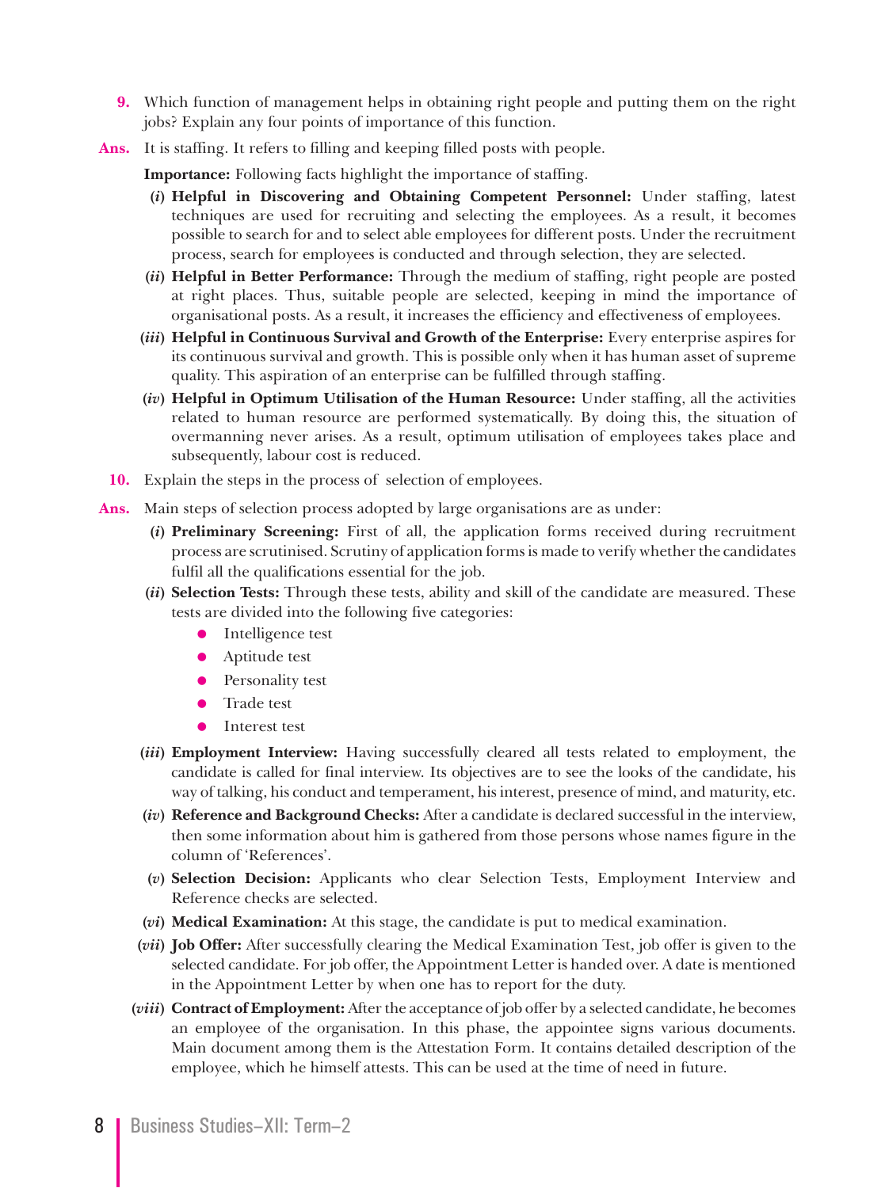**9.** Which function of management helps in obtaining right people and putting them on the right jobs? Explain any four points of importance of this function.

**Ans.** It is staffing. It refers to filling and keeping filled posts with people.

**Importance:** Following facts highlight the importance of staffing.

(*i*) **Helpful in Discovering and Obtaining Competent Personnel:** Under staffing, latest techniques are used for recruiting and selecting the employees. As a result, it becomes possible to search for and to select able employees for different posts. Under the recruitment process, search for employees is conducted and through selection, they are selected.

(*ii*) **Helpful in Better Performance:** Through the medium of staffing, right people are posted at right places. Thus, suitable people are selected, keeping in mind the importance of organisational posts. As a result, it increases the efficiency and effectiveness of employees.

(*iii*) **Helpful in Continuous Survival and Growth of the Enterprise:** Every enterprise aspires for its continuous survival and growth. This is possible only when it has human asset of supreme quality. This aspiration of an enterprise can be fulfilled through staffing.

(*iv*) **Helpful in Optimum Utilisation of the Human Resource:** Under staffing, all the activities related to human resource are performed systematically. By doing this, the situation of overmanning never arises. As a result, optimum utilisation of employees takes place and subsequently, labour cost is reduced.

**10.** Explain the steps in the process of selection of employees.

**Ans.** Main steps of selection process adopted by large organisations are as under:

(*i*) **Preliminary Screening:** First of all, the application forms received during recruitment process are scrutinised. Scrutiny of application forms is made to verify whether the candidates fulfil all the qualifications essential for the job.

(*ii*) **Selection Tests:** Through these tests, ability and skill of the candidate are measured. These tests are divided into the following five categories:

- Intelligence test
- Aptitude test
- Personality test
- Trade test
- Interest test

(*iii*) **Employment Interview:** Having successfully cleared all tests related to employment, the candidate is called for final interview. Its objectives are to see the looks of the candidate, his way of talking, his conduct and temperament, his interest, presence of mind, and maturity, etc.

(*iv*) **Reference and Background Checks:** After a candidate is declared successful in the interview, then some information about him is gathered from those persons whose names figure in the column of 'References'.

(*v*) **Selection Decision:** Applicants who clear Selection Tests, Employment Interview and Reference checks are selected.

(*vi*) **Medical Examination:** At this stage, the candidate is put to medical examination.

(*vii*) **Job Offer:** After successfully clearing the Medical Examination Test, job offer is given to the selected candidate. For job offer, the Appointment Letter is handed over. A date is mentioned in the Appointment Letter by when one has to report for the duty.

(*viii*) **Contract of Employment:** After the acceptance of job offer by a selected candidate, he becomes an employee of the organisation. In this phase, the appointee signs various documents. Main document among them is the Attestation Form. It contains detailed description of the employee, which he himself attests. This can be used at the time of need in future.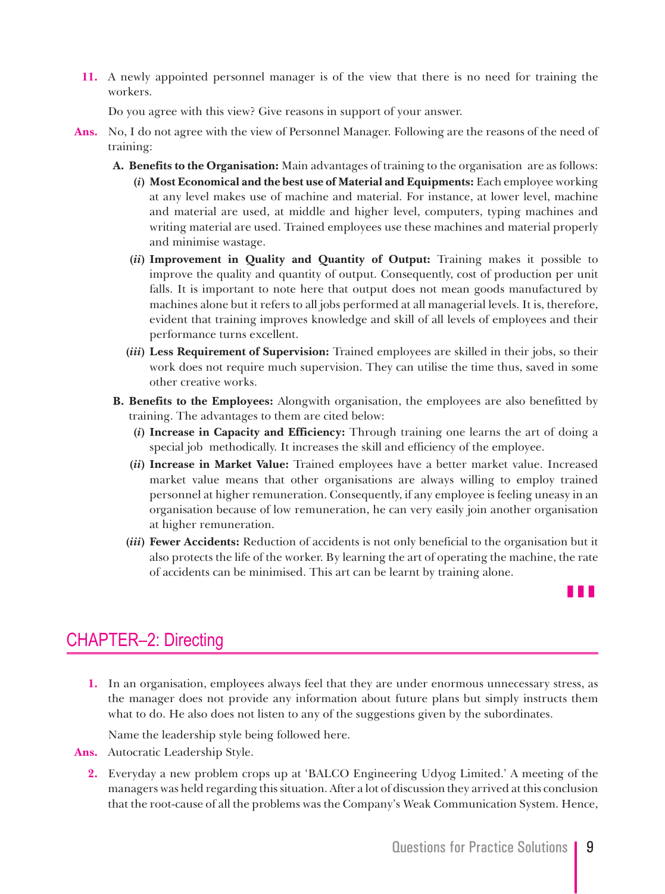**11.** A newly appointed personnel manager is of the view that there is no need for training the workers.

Do you agree with this view? Give reasons in support of your answer.

**Ans.** No, I do not agree with the view of Personnel Manager. Following are the reasons of the need of training:

**A. Benefits to the Organisation:** Main advantages of training to the organisation are as follows:

(*i*) **Most Economical and the best use of Material and Equipments:** Each employee working at any level makes use of machine and material. For instance, at lower level, machine and material are used, at middle and higher level, computers, typing machines and writing material are used. Trained employees use these machines and material properly and minimise wastage.

(*ii*) **Improvement in Quality and Quantity of Output:** Training makes it possible to improve the quality and quantity of output. Consequently, cost of production per unit falls. It is important to note here that output does not mean goods manufactured by machines alone but it refers to all jobs performed at all managerial levels. It is, therefore, evident that training improves knowledge and skill of all levels of employees and their performance turns excellent.

(*iii*) **Less Requirement of Supervision:** Trained employees are skilled in their jobs, so their work does not require much supervision. They can utilise the time thus, saved in some other creative works.

**B. Benefits to the Employees:** Alongwith organisation, the employees are also benefitted by training. The advantages to them are cited below:

(*i*) **Increase in Capacity and Efficiency:** Through training one learns the art of doing a special job methodically. It increases the skill and efficiency of the employee.

(*ii*) **Increase in Market Value:** Trained employees have a better market value. Increased market value means that other organisations are always willing to employ trained personnel at higher remuneration. Consequently, if any employee is feeling uneasy in an organisation because of low remuneration, he can very easily join another organisation at higher remuneration.

(*iii*) **Fewer Accidents:** Reduction of accidents is not only beneficial to the organisation but it also protects the life of the worker. By learning the art of operating the machine, the rate of accidents can be minimised. This art can be learnt by training alone.

## CHAPTER–2: Directing

**1.** In an organisation, employees always feel that they are under enormous unnecessary stress, as the manager does not provide any information about future plans but simply instructs them what to do. He also does not listen to any of the suggestions given by the subordinates.

Name the leadership style being followed here.

**Ans.** Autocratic Leadership Style.

**2.** Everyday a new problem crops up at 'BALCO Engineering Udyog Limited.' A meeting of the managers was held regarding this situation. After a lot of discussion they arrived at this conclusion that the root-cause of all the problems was the Company's Weak Communication System. Hence,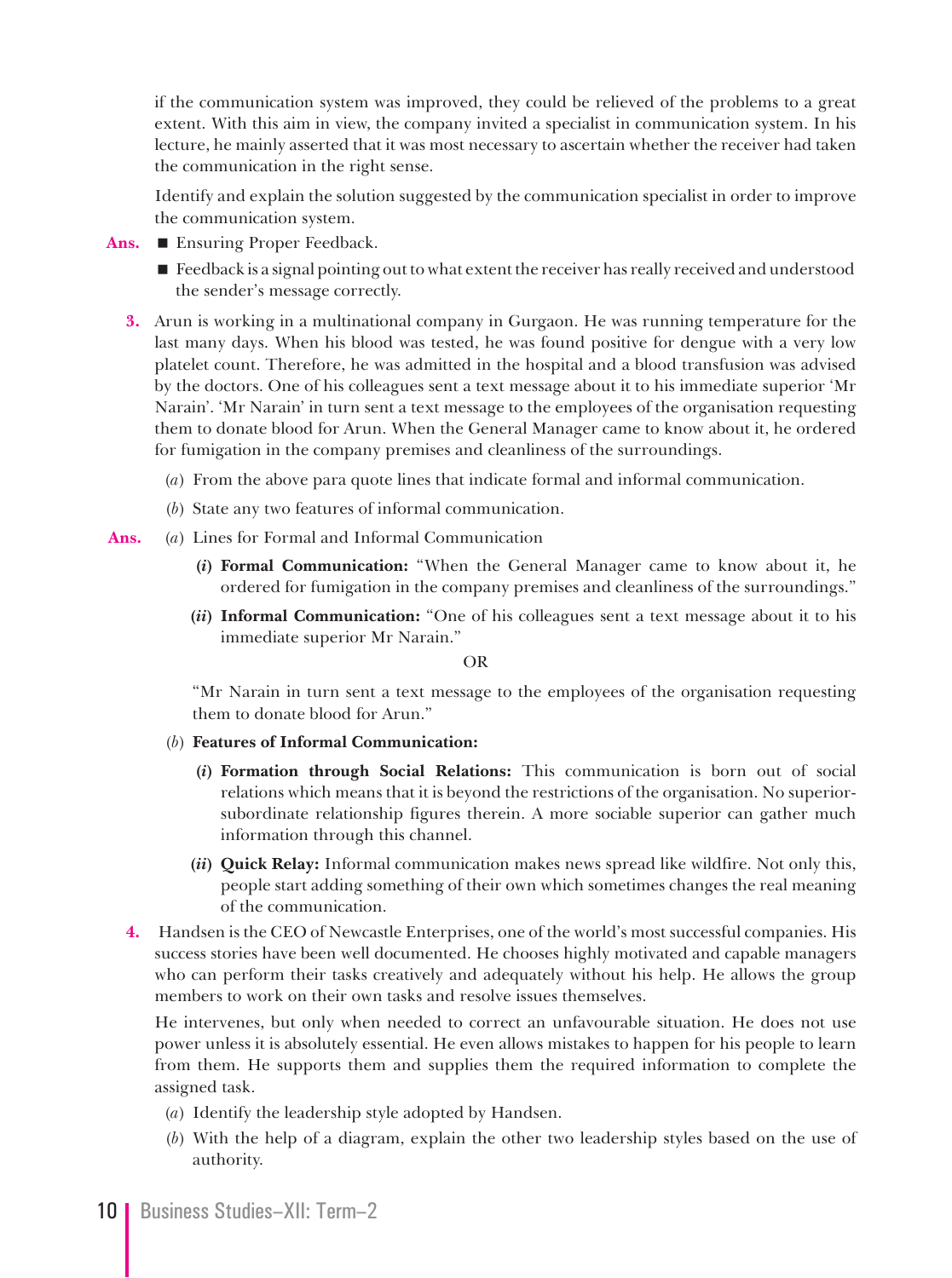if the communication system was improved, they could be relieved of the problems to a great extent. With this aim in view, the company invited a specialist in communication system. In his lecture, he mainly asserted that it was most necessary to ascertain whether the receiver had taken the communication in the right sense.

Identify and explain the solution suggested by the communication specialist in order to improve the communication system.

**Ans.**
- Ensuring Proper Feedback.
- Feedback is a signal pointing out to what extent the receiver has really received and understood the sender's message correctly.

**3.** Arun is working in a multinational company in Gurgaon. He was running temperature for the last many days. When his blood was tested, he was found positive for dengue with a very low platelet count. Therefore, he was admitted in the hospital and a blood transfusion was advised by the doctors. One of his colleagues sent a text message about it to his immediate superior 'Mr Narain'. 'Mr Narain' in turn sent a text message to the employees of the organisation requesting them to donate blood for Arun. When the General Manager came to know about it, he ordered for fumigation in the company premises and cleanliness of the surroundings.

(*a*) From the above para quote lines that indicate formal and informal communication.

(*b*) State any two features of informal communication.

**Ans.** (*a*) Lines for Formal and Informal Communication

(*i*) **Formal Communication:** "When the General Manager came to know about it, he ordered for fumigation in the company premises and cleanliness of the surroundings."

(*ii*) **Informal Communication:** "One of his colleagues sent a text message about it to his immediate superior Mr Narain."

OR

"Mr Narain in turn sent a text message to the employees of the organisation requesting them to donate blood for Arun."

(*b*) **Features of Informal Communication:**

(*i*) **Formation through Social Relations:** This communication is born out of social relations which means that it is beyond the restrictions of the organisation. No superior-subordinate relationship figures therein. A more sociable superior can gather much information through this channel.

(*ii*) **Quick Relay:** Informal communication makes news spread like wildfire. Not only this, people start adding something of their own which sometimes changes the real meaning of the communication.

**4.** Handsen is the CEO of Newcastle Enterprises, one of the world's most successful companies. His success stories have been well documented. He chooses highly motivated and capable managers who can perform their tasks creatively and adequately without his help. He allows the group members to work on their own tasks and resolve issues themselves.

He intervenes, but only when needed to correct an unfavourable situation. He does not use power unless it is absolutely essential. He even allows mistakes to happen for his people to learn from them. He supports them and supplies them the required information to complete the assigned task.

(*a*) Identify the leadership style adopted by Handsen.

(*b*) With the help of a diagram, explain the other two leadership styles based on the use of authority.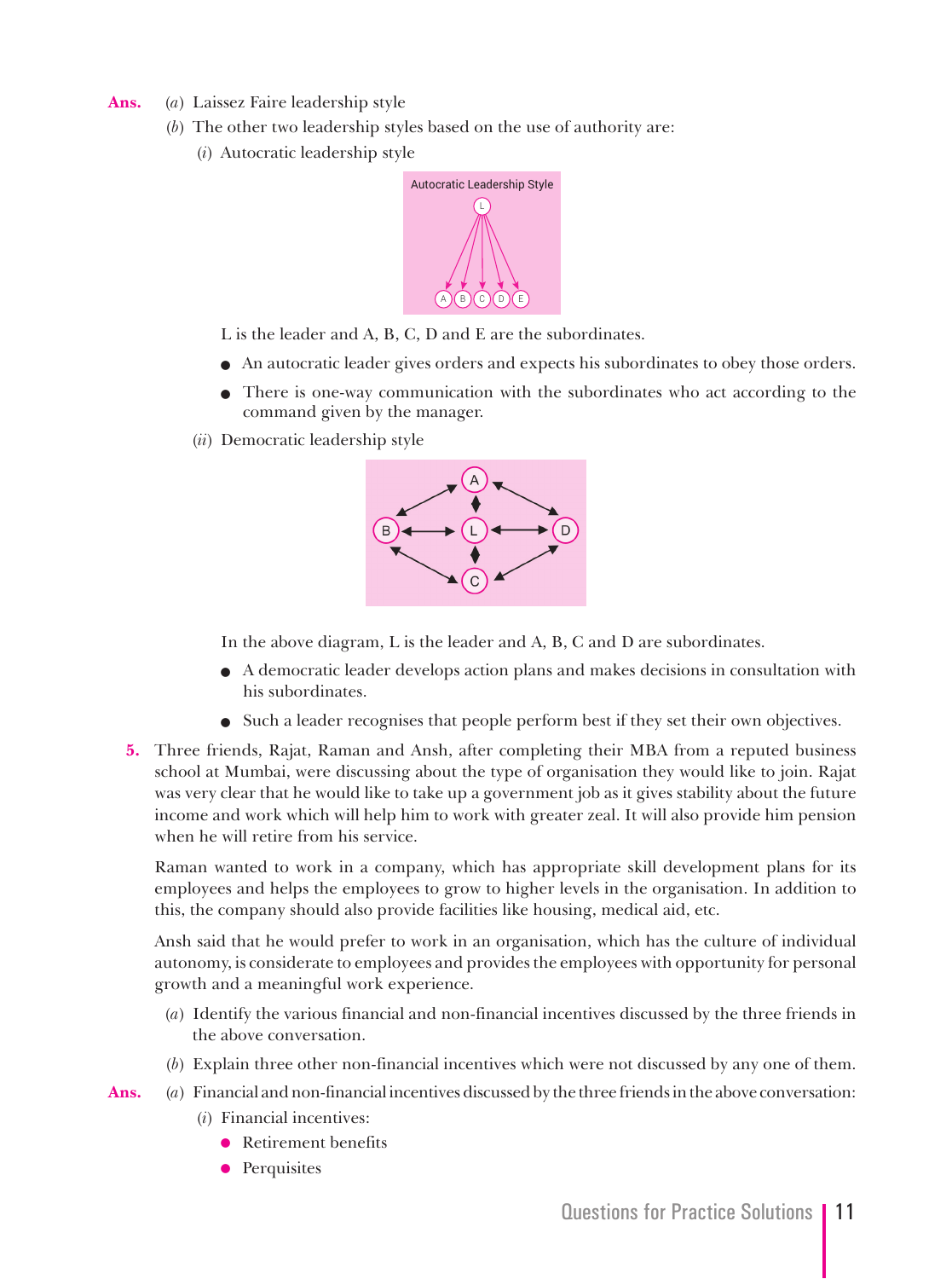**Ans.** (*a*) Laissez Faire leadership style

(*b*) The other two leadership styles based on the use of authority are:

(*i*) Autocratic leadership style

L is the leader and A, B, C, D and E are the subordinates.

- An autocratic leader gives orders and expects his subordinates to obey those orders.
- There is one-way communication with the subordinates who act according to the command given by the manager.

(*ii*) Democratic leadership style

In the above diagram, L is the leader and A, B, C and D are subordinates.

- A democratic leader develops action plans and makes decisions in consultation with his subordinates.
- Such a leader recognises that people perform best if they set their own objectives.

**5.** Three friends, Rajat, Raman and Ansh, after completing their MBA from a reputed business school at Mumbai, were discussing about the type of organisation they would like to join. Rajat was very clear that he would like to take up a government job as it gives stability about the future income and work which will help him to work with greater zeal. It will also provide him pension when he will retire from his service.

Raman wanted to work in a company, which has appropriate skill development plans for its employees and helps the employees to grow to higher levels in the organisation. In addition to this, the company should also provide facilities like housing, medical aid, etc.

Ansh said that he would prefer to work in an organisation, which has the culture of individual autonomy, is considerate to employees and provides the employees with opportunity for personal growth and a meaningful work experience.

(*a*) Identify the various financial and non-financial incentives discussed by the three friends in the above conversation.

(*b*) Explain three other non-financial incentives which were not discussed by any one of them.

**Ans.** (*a*) Financial and non-financial incentives discussed by the three friends in the above conversation:

(*i*) Financial incentives:

- Retirement benefits
- Perquisites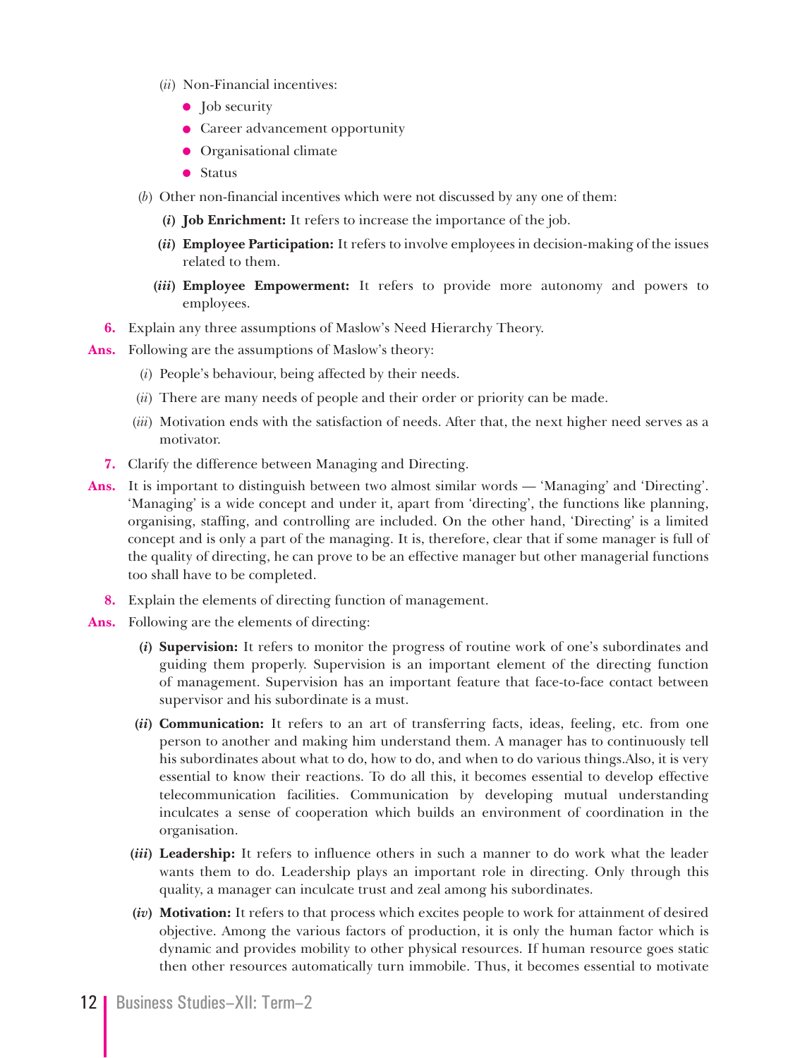(*ii*) Non-Financial incentives:

- Job security
- Career advancement opportunity
- Organisational climate
- Status

(*b*) Other non-financial incentives which were not discussed by any one of them:

**(*i*) Job Enrichment:** It refers to increase the importance of the job.

**(*ii*) Employee Participation:** It refers to involve employees in decision-making of the issues related to them.

**(*iii*) Employee Empowerment:** It refers to provide more autonomy and powers to employees.

**6.** Explain any three assumptions of Maslow's Need Hierarchy Theory.

**Ans.** Following are the assumptions of Maslow's theory:

(*i*) People's behaviour, being affected by their needs.

(*ii*) There are many needs of people and their order or priority can be made.

(*iii*) Motivation ends with the satisfaction of needs. After that, the next higher need serves as a motivator.

**7.** Clarify the difference between Managing and Directing.

**Ans.** It is important to distinguish between two almost similar words — 'Managing' and 'Directing'. 'Managing' is a wide concept and under it, apart from 'directing', the functions like planning, organising, staffing, and controlling are included. On the other hand, 'Directing' is a limited concept and is only a part of the managing. It is, therefore, clear that if some manager is full of the quality of directing, he can prove to be an effective manager but other managerial functions too shall have to be completed.

**8.** Explain the elements of directing function of management.

**Ans.** Following are the elements of directing:

**(*i*) Supervision:** It refers to monitor the progress of routine work of one's subordinates and guiding them properly. Supervision is an important element of the directing function of management. Supervision has an important feature that face-to-face contact between supervisor and his subordinate is a must.

**(*ii*) Communication:** It refers to an art of transferring facts, ideas, feeling, etc. from one person to another and making him understand them. A manager has to continuously tell his subordinates about what to do, how to do, and when to do various things.Also, it is very essential to know their reactions. To do all this, it becomes essential to develop effective telecommunication facilities. Communication by developing mutual understanding inculcates a sense of cooperation which builds an environment of coordination in the organisation.

**(*iii*) Leadership:** It refers to influence others in such a manner to do work what the leader wants them to do. Leadership plays an important role in directing. Only through this quality, a manager can inculcate trust and zeal among his subordinates.

**(*iv*) Motivation:** It refers to that process which excites people to work for attainment of desired objective. Among the various factors of production, it is only the human factor which is dynamic and provides mobility to other physical resources. If human resource goes static then other resources automatically turn immobile. Thus, it becomes essential to motivate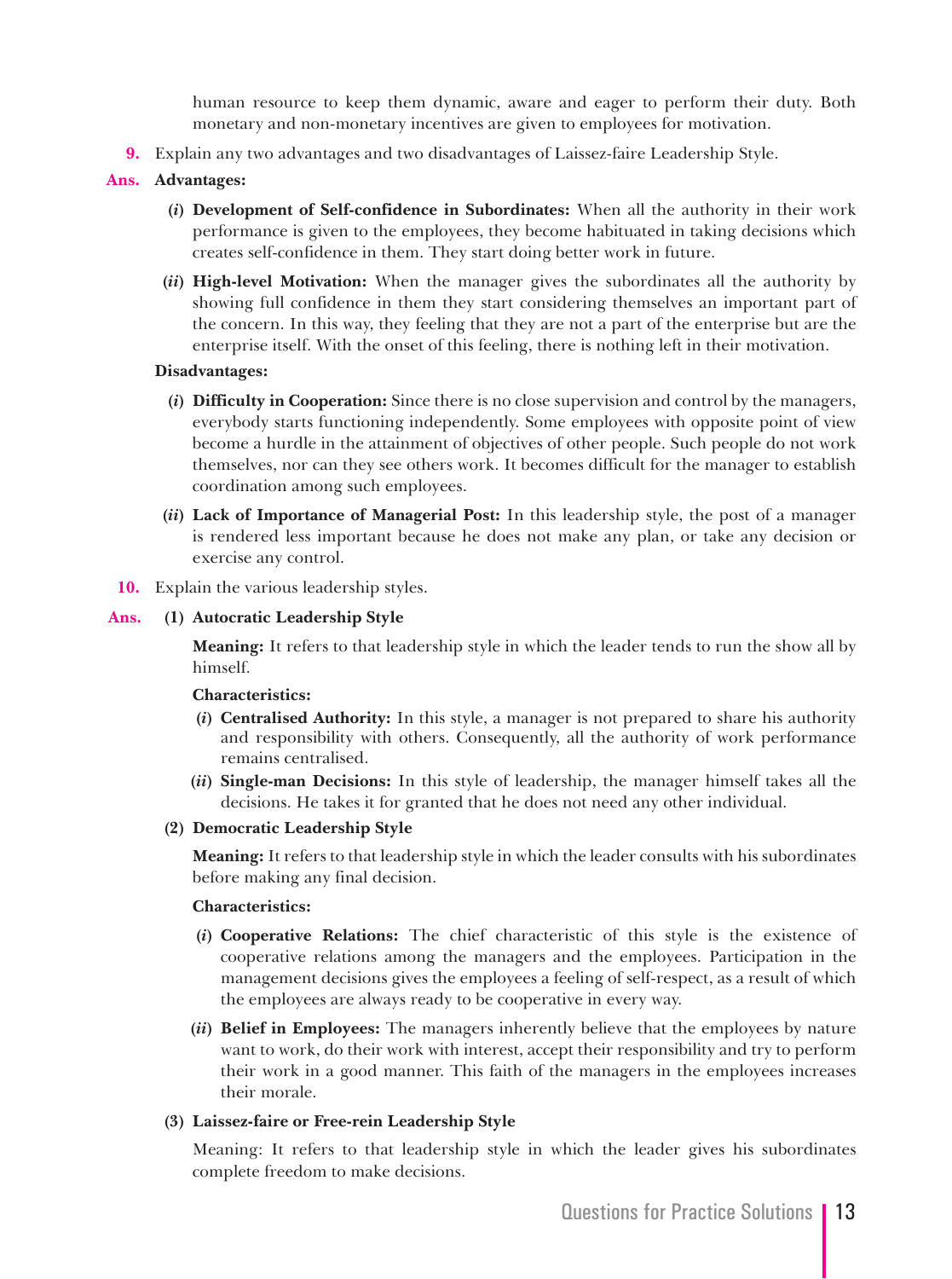human resource to keep them dynamic, aware and eager to perform their duty. Both monetary and non-monetary incentives are given to employees for motivation.

**9.** Explain any two advantages and two disadvantages of Laissez-faire Leadership Style.

**Ans.** **Advantages:**

(*i*) **Development of Self-confidence in Subordinates:** When all the authority in their work performance is given to the employees, they become habituated in taking decisions which creates self-confidence in them. They start doing better work in future.

(*ii*) **High-level Motivation:** When the manager gives the subordinates all the authority by showing full confidence in them they start considering themselves an important part of the concern. In this way, they feeling that they are not a part of the enterprise but are the enterprise itself. With the onset of this feeling, there is nothing left in their motivation.

**Disadvantages:**

(*i*) **Difficulty in Cooperation:** Since there is no close supervision and control by the managers, everybody starts functioning independently. Some employees with opposite point of view become a hurdle in the attainment of objectives of other people. Such people do not work themselves, nor can they see others work. It becomes difficult for the manager to establish coordination among such employees.

(*ii*) **Lack of Importance of Managerial Post:** In this leadership style, the post of a manager is rendered less important because he does not make any plan, or take any decision or exercise any control.

**10.** Explain the various leadership styles.

**Ans.** **(1) Autocratic Leadership Style**

**Meaning:** It refers to that leadership style in which the leader tends to run the show all by himself.

**Characteristics:**

(*i*) **Centralised Authority:** In this style, a manager is not prepared to share his authority and responsibility with others. Consequently, all the authority of work performance remains centralised.

(*ii*) **Single-man Decisions:** In this style of leadership, the manager himself takes all the decisions. He takes it for granted that he does not need any other individual.

**(2) Democratic Leadership Style**

**Meaning:** It refers to that leadership style in which the leader consults with his subordinates before making any final decision.

**Characteristics:**

(*i*) **Cooperative Relations:** The chief characteristic of this style is the existence of cooperative relations among the managers and the employees. Participation in the management decisions gives the employees a feeling of self-respect, as a result of which the employees are always ready to be cooperative in every way.

(*ii*) **Belief in Employees:** The managers inherently believe that the employees by nature want to work, do their work with interest, accept their responsibility and try to perform their work in a good manner. This faith of the managers in the employees increases their morale.

**(3) Laissez-faire or Free-rein Leadership Style**

Meaning: It refers to that leadership style in which the leader gives his subordinates complete freedom to make decisions.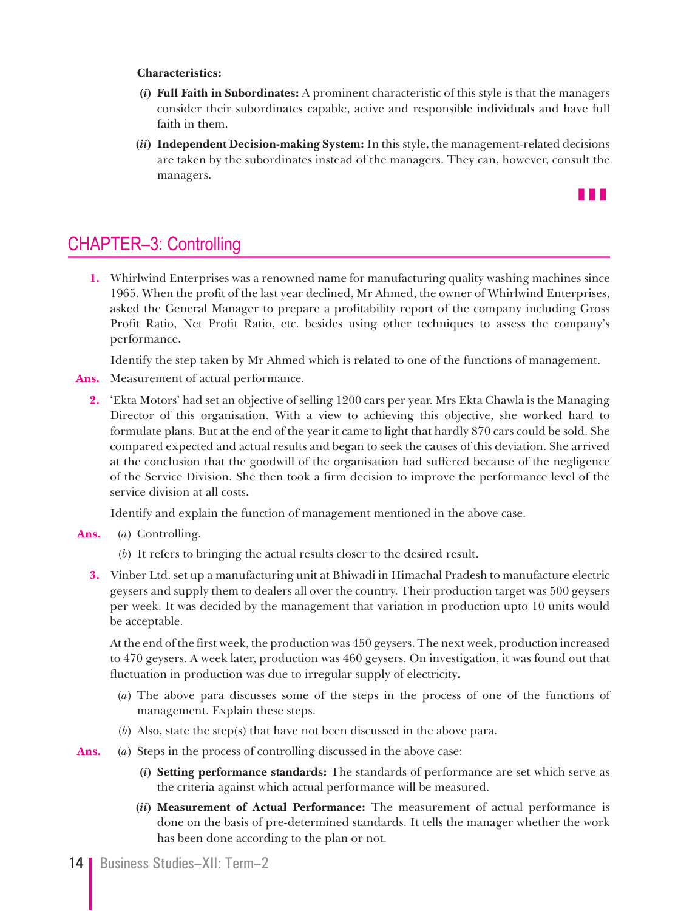**Characteristics:**

(*i*) **Full Faith in Subordinates:** A prominent characteristic of this style is that the managers consider their subordinates capable, active and responsible individuals and have full faith in them.

(*ii*) **Independent Decision-making System:** In this style, the management-related decisions are taken by the subordinates instead of the managers. They can, however, consult the managers.

## CHAPTER–3: Controlling

**1.** Whirlwind Enterprises was a renowned name for manufacturing quality washing machines since 1965. When the profit of the last year declined, Mr Ahmed, the owner of Whirlwind Enterprises, asked the General Manager to prepare a profitability report of the company including Gross Profit Ratio, Net Profit Ratio, etc. besides using other techniques to assess the company's performance.

Identify the step taken by Mr Ahmed which is related to one of the functions of management.

**Ans.** Measurement of actual performance.

**2.** 'Ekta Motors' had set an objective of selling 1200 cars per year. Mrs Ekta Chawla is the Managing Director of this organisation. With a view to achieving this objective, she worked hard to formulate plans. But at the end of the year it came to light that hardly 870 cars could be sold. She compared expected and actual results and began to seek the causes of this deviation. She arrived at the conclusion that the goodwill of the organisation had suffered because of the negligence of the Service Division. She then took a firm decision to improve the performance level of the service division at all costs.

Identify and explain the function of management mentioned in the above case.

**Ans.** (*a*) Controlling.

(*b*) It refers to bringing the actual results closer to the desired result.

**3.** Vinber Ltd. set up a manufacturing unit at Bhiwadi in Himachal Pradesh to manufacture electric geysers and supply them to dealers all over the country. Their production target was 500 geysers per week. It was decided by the management that variation in production upto 10 units would be acceptable.

At the end of the first week, the production was 450 geysers. The next week, production increased to 470 geysers. A week later, production was 460 geysers. On investigation, it was found out that fluctuation in production was due to irregular supply of electricity**.**

(*a*) The above para discusses some of the steps in the process of one of the functions of management. Explain these steps.

(*b*) Also, state the step(s) that have not been discussed in the above para.

**Ans.** (*a*) Steps in the process of controlling discussed in the above case:

(*i*) **Setting performance standards:** The standards of performance are set which serve as the criteria against which actual performance will be measured.

(*ii*) **Measurement of Actual Performance:** The measurement of actual performance is done on the basis of pre-determined standards. It tells the manager whether the work has been done according to the plan or not.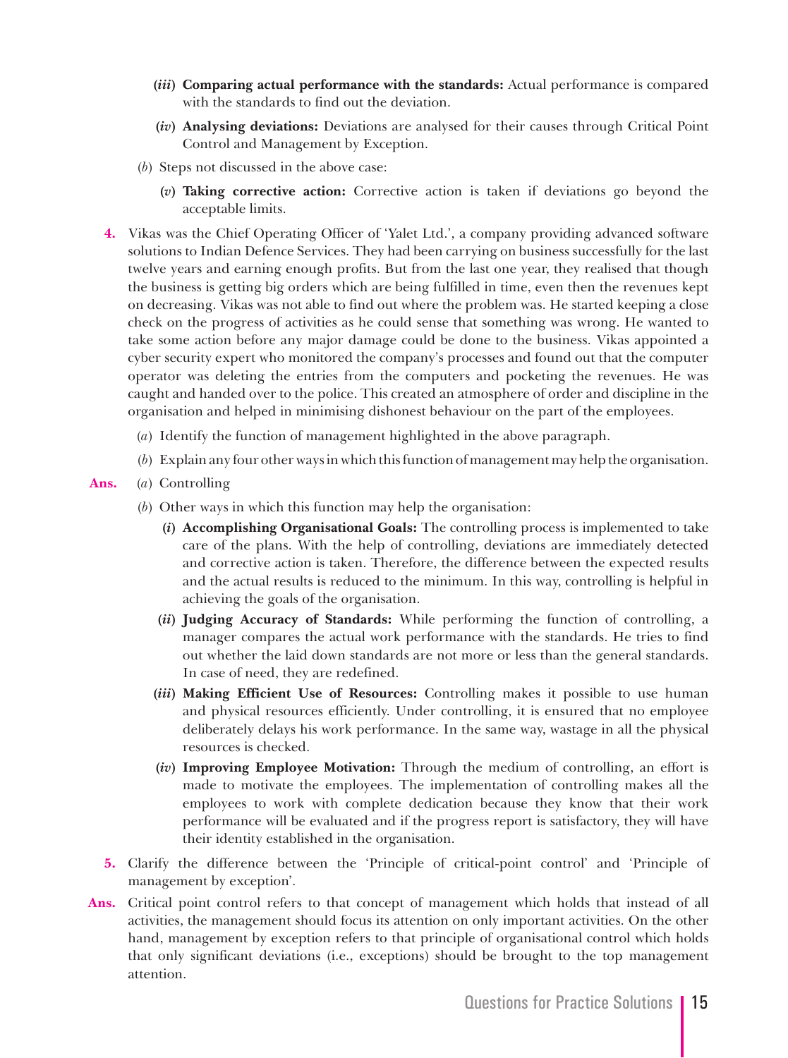(*iii*) **Comparing actual performance with the standards:** Actual performance is compared with the standards to find out the deviation.

(*iv*) **Analysing deviations:** Deviations are analysed for their causes through Critical Point Control and Management by Exception.

(*b*) Steps not discussed in the above case:

(*v*) **Taking corrective action:** Corrective action is taken if deviations go beyond the acceptable limits.

**4.** Vikas was the Chief Operating Officer of 'Yalet Ltd.', a company providing advanced software solutions to Indian Defence Services. They had been carrying on business successfully for the last twelve years and earning enough profits. But from the last one year, they realised that though the business is getting big orders which are being fulfilled in time, even then the revenues kept on decreasing. Vikas was not able to find out where the problem was. He started keeping a close check on the progress of activities as he could sense that something was wrong. He wanted to take some action before any major damage could be done to the business. Vikas appointed a cyber security expert who monitored the company's processes and found out that the computer operator was deleting the entries from the computers and pocketing the revenues. He was caught and handed over to the police. This created an atmosphere of order and discipline in the organisation and helped in minimising dishonest behaviour on the part of the employees.

(*a*) Identify the function of management highlighted in the above paragraph.

(*b*) Explain any four other ways in which this function of management may help the organisation.

**Ans.** (*a*) Controlling

(*b*) Other ways in which this function may help the organisation:

(*i*) **Accomplishing Organisational Goals:** The controlling process is implemented to take care of the plans. With the help of controlling, deviations are immediately detected and corrective action is taken. Therefore, the difference between the expected results and the actual results is reduced to the minimum. In this way, controlling is helpful in achieving the goals of the organisation.

(*ii*) **Judging Accuracy of Standards:** While performing the function of controlling, a manager compares the actual work performance with the standards. He tries to find out whether the laid down standards are not more or less than the general standards. In case of need, they are redefined.

(*iii*) **Making Efficient Use of Resources:** Controlling makes it possible to use human and physical resources efficiently. Under controlling, it is ensured that no employee deliberately delays his work performance. In the same way, wastage in all the physical resources is checked.

(*iv*) **Improving Employee Motivation:** Through the medium of controlling, an effort is made to motivate the employees. The implementation of controlling makes all the employees to work with complete dedication because they know that their work performance will be evaluated and if the progress report is satisfactory, they will have their identity established in the organisation.

**5.** Clarify the difference between the 'Principle of critical-point control' and 'Principle of management by exception'.

**Ans.** Critical point control refers to that concept of management which holds that instead of all activities, the management should focus its attention on only important activities. On the other hand, management by exception refers to that principle of organisational control which holds that only significant deviations (i.e., exceptions) should be brought to the top management attention.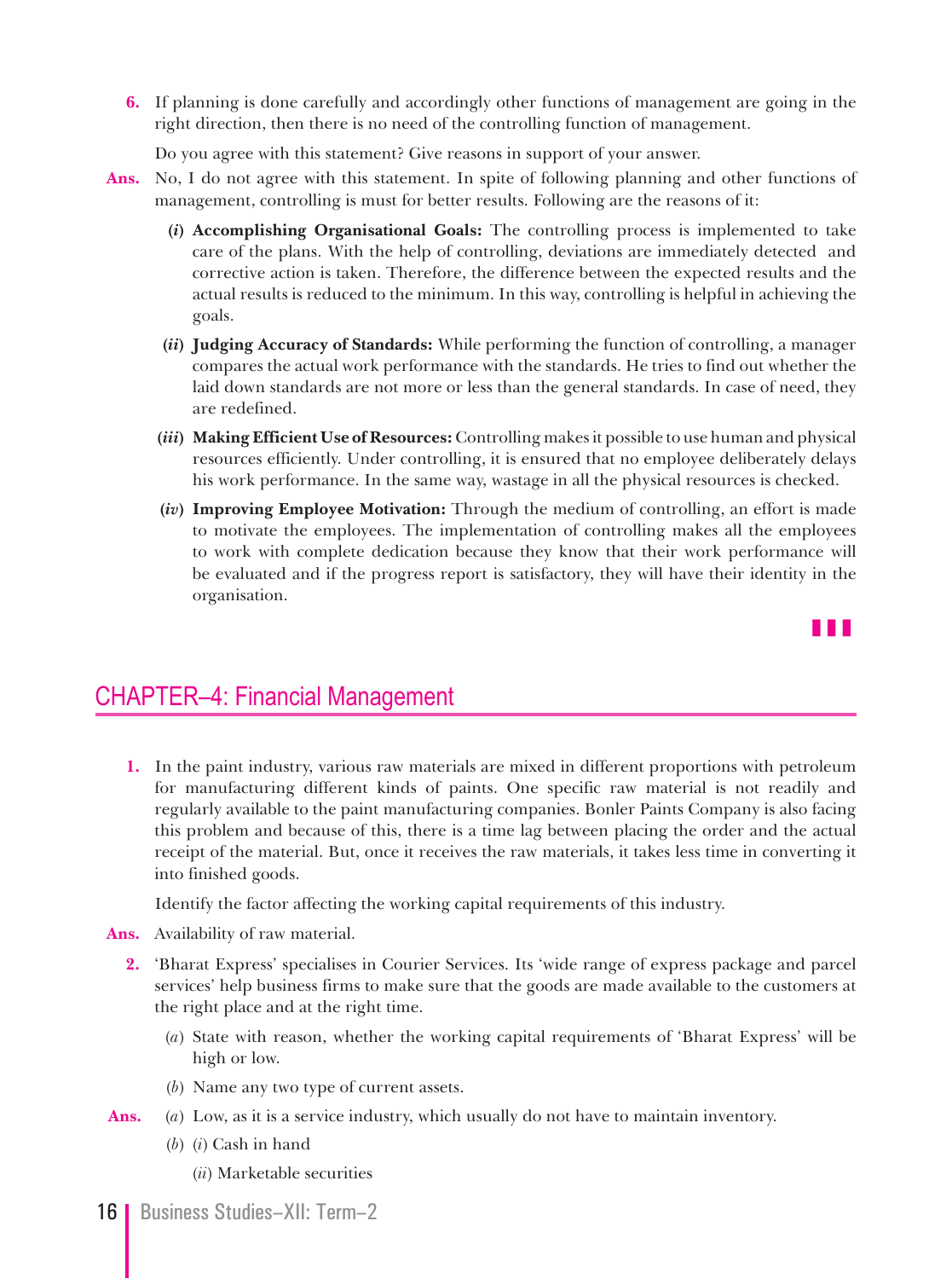**6.** If planning is done carefully and accordingly other functions of management are going in the right direction, then there is no need of the controlling function of management.

Do you agree with this statement? Give reasons in support of your answer.

**Ans.** No, I do not agree with this statement. In spite of following planning and other functions of management, controlling is must for better results. Following are the reasons of it:

(*i*) **Accomplishing Organisational Goals:** The controlling process is implemented to take care of the plans. With the help of controlling, deviations are immediately detected and corrective action is taken. Therefore, the difference between the expected results and the actual results is reduced to the minimum. In this way, controlling is helpful in achieving the goals.

(*ii*) **Judging Accuracy of Standards:** While performing the function of controlling, a manager compares the actual work performance with the standards. He tries to find out whether the laid down standards are not more or less than the general standards. In case of need, they are redefined.

(*iii*) **Making Efficient Use of Resources:** Controlling makes it possible to use human and physical resources efficiently. Under controlling, it is ensured that no employee deliberately delays his work performance. In the same way, wastage in all the physical resources is checked.

(*iv*) **Improving Employee Motivation:** Through the medium of controlling, an effort is made to motivate the employees. The implementation of controlling makes all the employees to work with complete dedication because they know that their work performance will be evaluated and if the progress report is satisfactory, they will have their identity in the organisation.

## CHAPTER–4: Financial Management

**1.** In the paint industry, various raw materials are mixed in different proportions with petroleum for manufacturing different kinds of paints. One specific raw material is not readily and regularly available to the paint manufacturing companies. Bonler Paints Company is also facing this problem and because of this, there is a time lag between placing the order and the actual receipt of the material. But, once it receives the raw materials, it takes less time in converting it into finished goods.

Identify the factor affecting the working capital requirements of this industry.

**Ans.** Availability of raw material.

**2.** 'Bharat Express' specialises in Courier Services. Its 'wide range of express package and parcel services' help business firms to make sure that the goods are made available to the customers at the right place and at the right time.

(*a*) State with reason, whether the working capital requirements of 'Bharat Express' will be high or low.

(*b*) Name any two type of current assets.

**Ans.** (*a*) Low, as it is a service industry, which usually do not have to maintain inventory.

(*b*) (*i*) Cash in hand

(*ii*) Marketable securities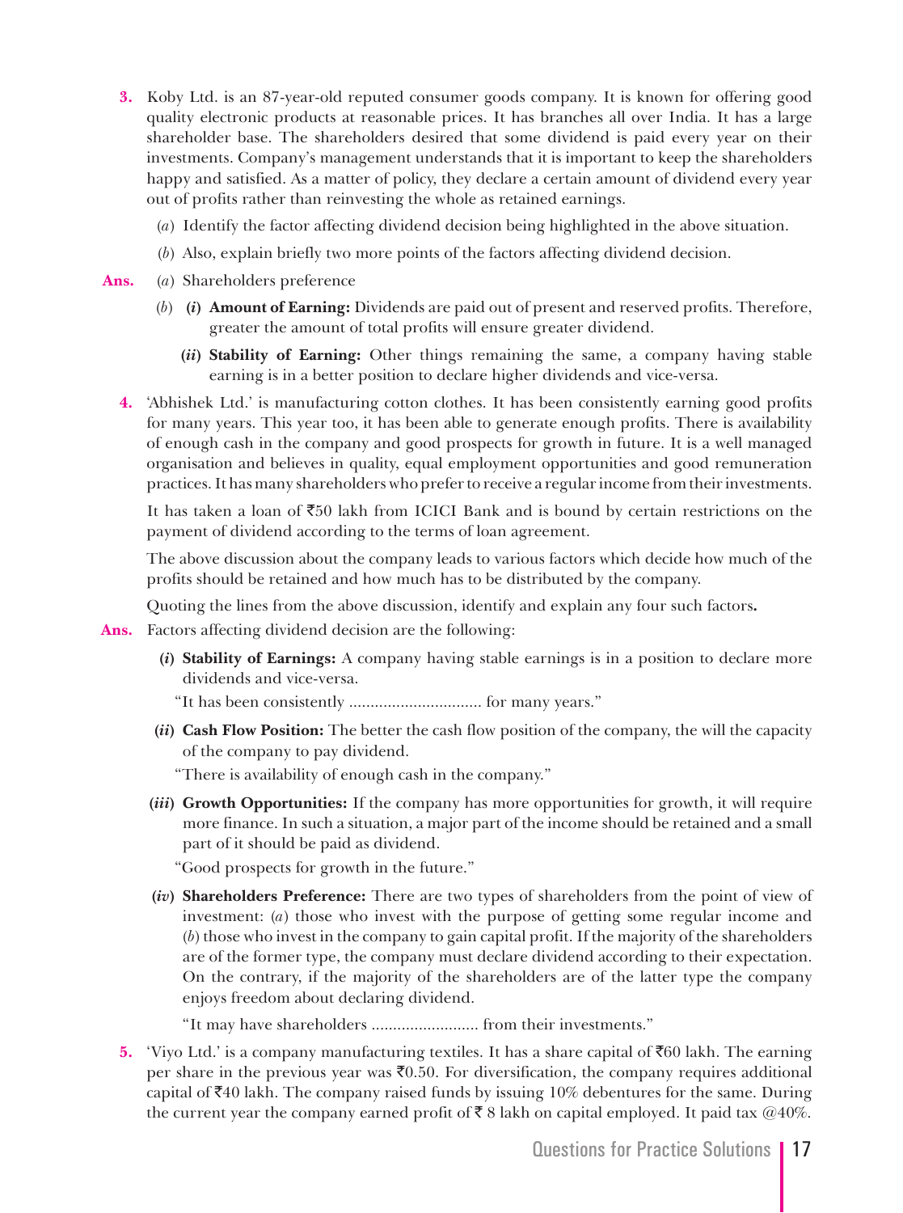**3.** Koby Ltd. is an 87-year-old reputed consumer goods company. It is known for offering good quality electronic products at reasonable prices. It has branches all over India. It has a large shareholder base. The shareholders desired that some dividend is paid every year on their investments. Company's management understands that it is important to keep the shareholders happy and satisfied. As a matter of policy, they declare a certain amount of dividend every year out of profits rather than reinvesting the whole as retained earnings.

(*a*) Identify the factor affecting dividend decision being highlighted in the above situation.

(*b*) Also, explain briefly two more points of the factors affecting dividend decision.

**Ans.** (*a*) Shareholders preference

(*b*) **(*i*) Amount of Earning:** Dividends are paid out of present and reserved profits. Therefore, greater the amount of total profits will ensure greater dividend.

**(*ii*) Stability of Earning:** Other things remaining the same, a company having stable earning is in a better position to declare higher dividends and vice-versa.

**4.** 'Abhishek Ltd.' is manufacturing cotton clothes. It has been consistently earning good profits for many years. This year too, it has been able to generate enough profits. There is availability of enough cash in the company and good prospects for growth in future. It is a well managed organisation and believes in quality, equal employment opportunities and good remuneration practices. It has many shareholders who prefer to receive a regular income from their investments.

It has taken a loan of ₹50 lakh from ICICI Bank and is bound by certain restrictions on the payment of dividend according to the terms of loan agreement.

The above discussion about the company leads to various factors which decide how much of the profits should be retained and how much has to be distributed by the company.

Quoting the lines from the above discussion, identify and explain any four such factors**.**

**Ans.** Factors affecting dividend decision are the following:

**(*i*) Stability of Earnings:** A company having stable earnings is in a position to declare more dividends and vice-versa.

"It has been consistently .............................. for many years."

**(*ii*) Cash Flow Position:** The better the cash flow position of the company, the will the capacity of the company to pay dividend.

"There is availability of enough cash in the company."

**(*iii*) Growth Opportunities:** If the company has more opportunities for growth, it will require more finance. In such a situation, a major part of the income should be retained and a small part of it should be paid as dividend.

"Good prospects for growth in the future."

**(*iv*) Shareholders Preference:** There are two types of shareholders from the point of view of investment: (*a*) those who invest with the purpose of getting some regular income and (*b*) those who invest in the company to gain capital profit. If the majority of the shareholders are of the former type, the company must declare dividend according to their expectation. On the contrary, if the majority of the shareholders are of the latter type the company enjoys freedom about declaring dividend.

"It may have shareholders ......................... from their investments."

**5.** 'Viyo Ltd.' is a company manufacturing textiles. It has a share capital of ₹60 lakh. The earning per share in the previous year was ₹0.50. For diversification, the company requires additional capital of ₹40 lakh. The company raised funds by issuing 10% debentures for the same. During the current year the company earned profit of ₹ 8 lakh on capital employed. It paid tax @40%.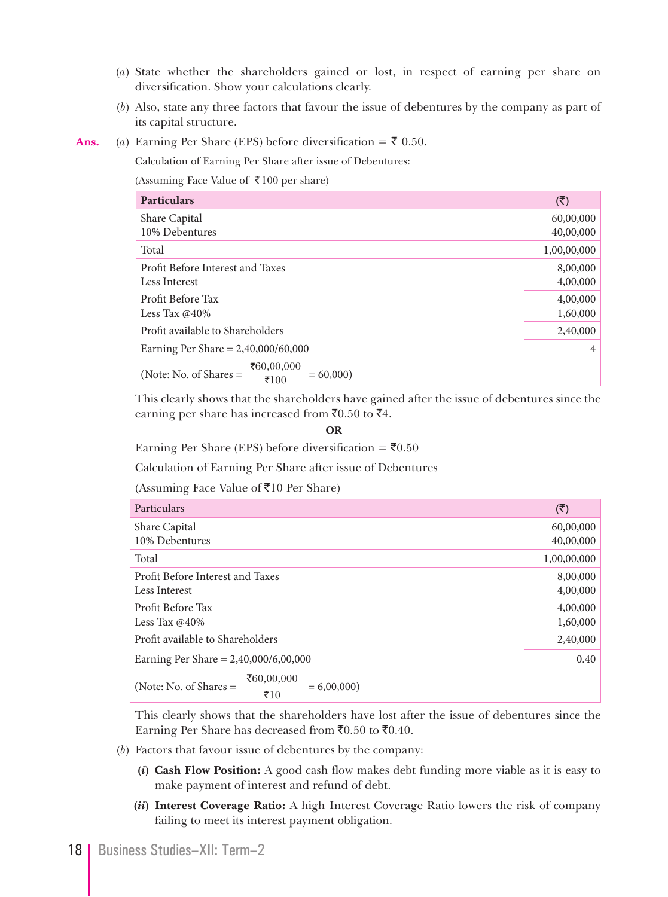(*a*) State whether the shareholders gained or lost, in respect of earning per share on diversification. Show your calculations clearly.

(*b*) Also, state any three factors that favour the issue of debentures by the company as part of its capital structure.

**Ans.** (*a*) Earning Per Share (EPS) before diversification = ₹ 0.50.

Calculation of Earning Per Share after issue of Debentures:

(Assuming Face Value of ₹100 per share)

| **Particulars** | (₹) |
|---|---|
| Share Capital<br>10% Debentures | 60,00,000<br>40,00,000 |
| Total | 1,00,00,000 |
| Profit Before Interest and Taxes<br>Less Interest | 8,00,000<br>4,00,000 |
| Profit Before Tax<br>Less Tax @40% | 4,00,000<br>1,60,000 |
| Profit available to Shareholders | 2,40,000 |
| Earning Per Share = 2,40,000/60,000 | 4 |
| (Note: No. of Shares = $\frac{₹60,00,000}{₹100}$ = 60,000) | |

This clearly shows that the shareholders have gained after the issue of debentures since the earning per share has increased from ₹0.50 to ₹4.

**OR**

Earning Per Share (EPS) before diversification = ₹0.50

Calculation of Earning Per Share after issue of Debentures

(Assuming Face Value of ₹10 Per Share)

| Particulars | (₹) |
|---|---|
| Share Capital<br>10% Debentures | 60,00,000<br>40,00,000 |
| Total | 1,00,00,000 |
| Profit Before Interest and Taxes<br>Less Interest | 8,00,000<br>4,00,000 |
| Profit Before Tax<br>Less Tax @40% | 4,00,000<br>1,60,000 |
| Profit available to Shareholders | 2,40,000 |
| Earning Per Share = 2,40,000/6,00,000 | 0.40 |
| (Note: No. of Shares = $\frac{₹60,00,000}{₹10}$ = 6,00,000) | |

This clearly shows that the shareholders have lost after the issue of debentures since the Earning Per Share has decreased from ₹0.50 to ₹0.40.

(*b*) Factors that favour issue of debentures by the company:

**(*i*) Cash Flow Position:** A good cash flow makes debt funding more viable as it is easy to make payment of interest and refund of debt.

**(*ii*) Interest Coverage Ratio:** A high Interest Coverage Ratio lowers the risk of company failing to meet its interest payment obligation.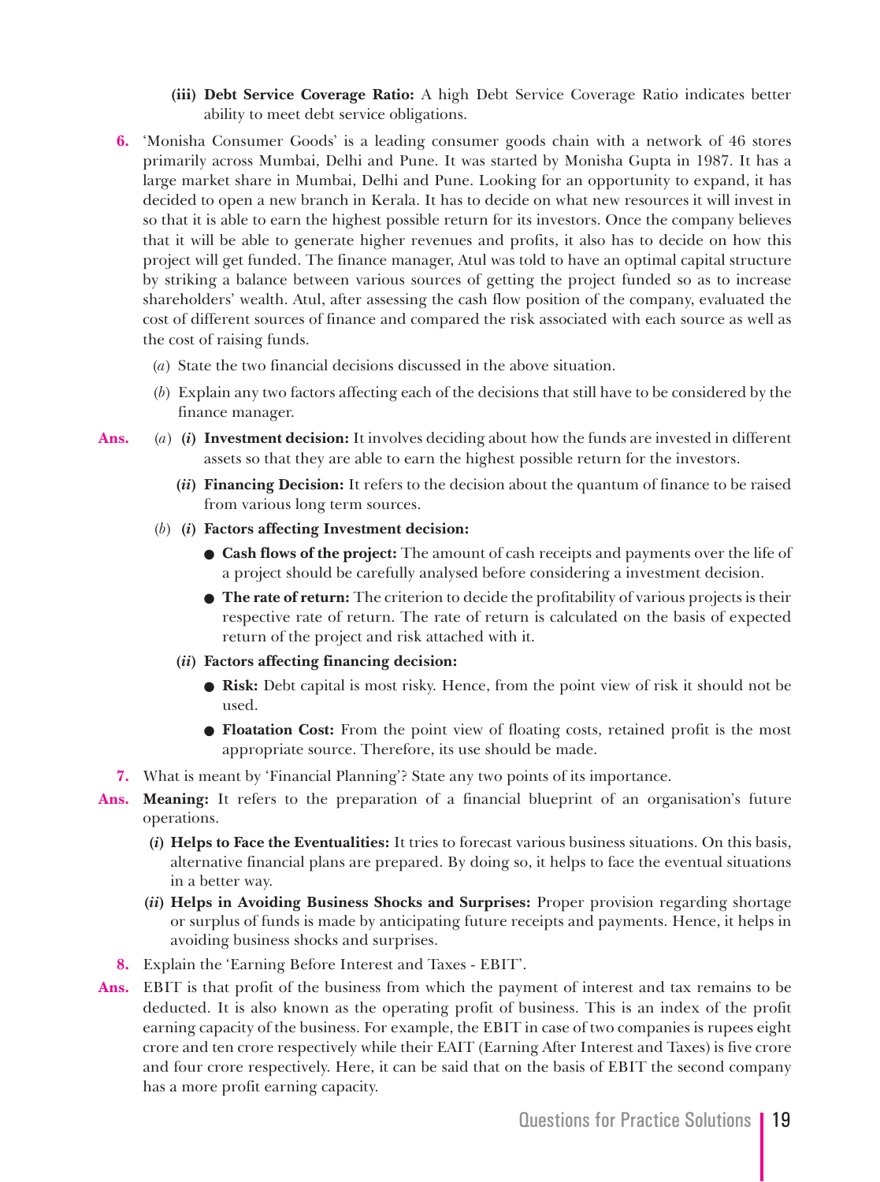**(iii) Debt Service Coverage Ratio:** A high Debt Service Coverage Ratio indicates better ability to meet debt service obligations.

**6.** 'Monisha Consumer Goods' is a leading consumer goods chain with a network of 46 stores primarily across Mumbai, Delhi and Pune. It was started by Monisha Gupta in 1987. It has a large market share in Mumbai, Delhi and Pune. Looking for an opportunity to expand, it has decided to open a new branch in Kerala. It has to decide on what new resources it will invest in so that it is able to earn the highest possible return for its investors. Once the company believes that it will be able to generate higher revenues and profits, it also has to decide on how this project will get funded. The finance manager, Atul was told to have an optimal capital structure by striking a balance between various sources of getting the project funded so as to increase shareholders' wealth. Atul, after assessing the cash flow position of the company, evaluated the cost of different sources of finance and compared the risk associated with each source as well as the cost of raising funds.

(*a*) State the two financial decisions discussed in the above situation.

(*b*) Explain any two factors affecting each of the decisions that still have to be considered by the finance manager.

**Ans.** (*a*) **(*i*) Investment decision:** It involves deciding about how the funds are invested in different assets so that they are able to earn the highest possible return for the investors.

**(*ii*) Financing Decision:** It refers to the decision about the quantum of finance to be raised from various long term sources.

(*b*) **(*i*) Factors affecting Investment decision:**

- **Cash flows of the project:** The amount of cash receipts and payments over the life of a project should be carefully analysed before considering a investment decision.
- **The rate of return:** The criterion to decide the profitability of various projects is their respective rate of return. The rate of return is calculated on the basis of expected return of the project and risk attached with it.

**(*ii*) Factors affecting financing decision:**

- **Risk:** Debt capital is most risky. Hence, from the point view of risk it should not be used.
- **Floatation Cost:** From the point view of floating costs, retained profit is the most appropriate source. Therefore, its use should be made.

**7.** What is meant by 'Financial Planning'? State any two points of its importance.

**Ans. Meaning:** It refers to the preparation of a financial blueprint of an organisation's future operations.

**(*i*) Helps to Face the Eventualities:** It tries to forecast various business situations. On this basis, alternative financial plans are prepared. By doing so, it helps to face the eventual situations in a better way.

**(*ii*) Helps in Avoiding Business Shocks and Surprises:** Proper provision regarding shortage or surplus of funds is made by anticipating future receipts and payments. Hence, it helps in avoiding business shocks and surprises.

**8.** Explain the 'Earning Before Interest and Taxes - EBIT'.

**Ans.** EBIT is that profit of the business from which the payment of interest and tax remains to be deducted. It is also known as the operating profit of business. This is an index of the profit earning capacity of the business. For example, the EBIT in case of two companies is rupees eight crore and ten crore respectively while their EAIT (Earning After Interest and Taxes) is five crore and four crore respectively. Here, it can be said that on the basis of EBIT the second company has a more profit earning capacity.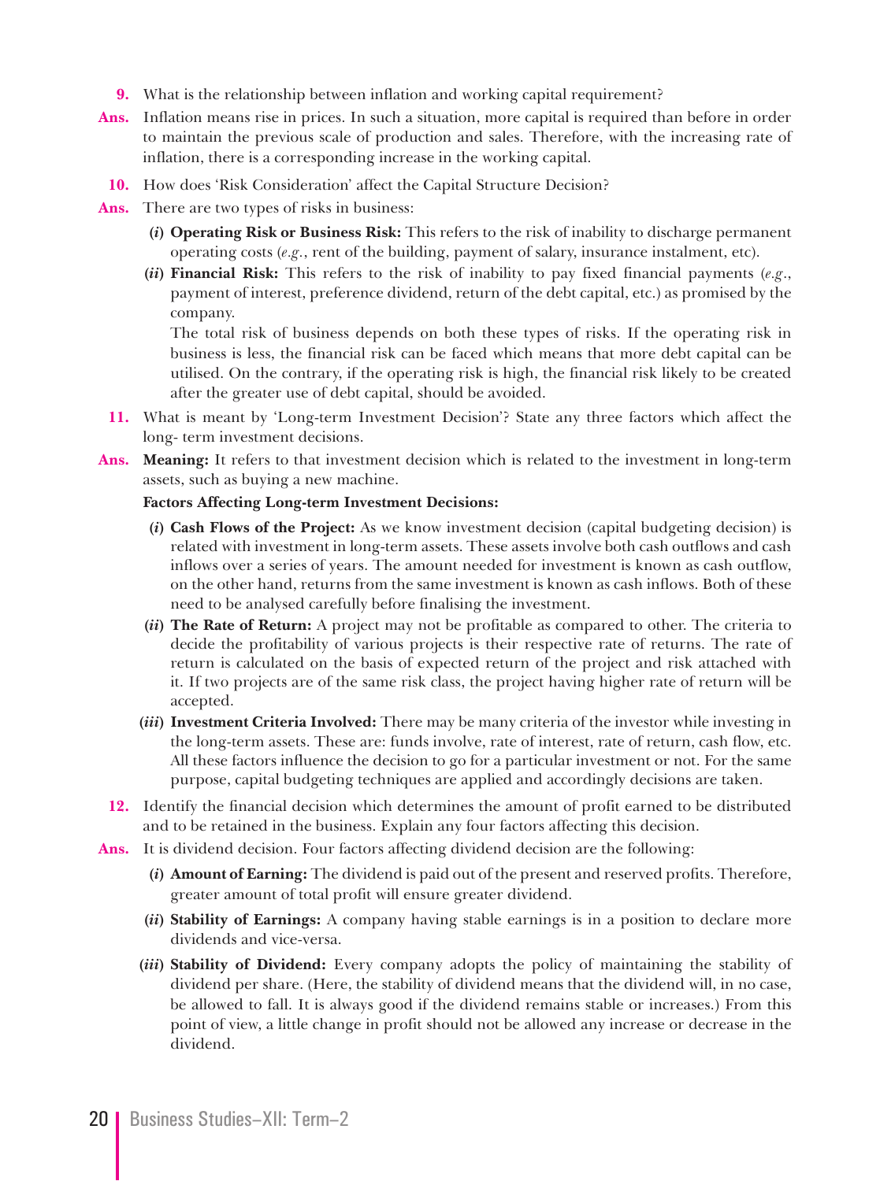**9.** What is the relationship between inflation and working capital requirement?

**Ans.** Inflation means rise in prices. In such a situation, more capital is required than before in order to maintain the previous scale of production and sales. Therefore, with the increasing rate of inflation, there is a corresponding increase in the working capital.

**10.** How does 'Risk Consideration' affect the Capital Structure Decision?

**Ans.** There are two types of risks in business:

(*i*) **Operating Risk or Business Risk:** This refers to the risk of inability to discharge permanent operating costs (*e.g.*, rent of the building, payment of salary, insurance instalment, etc).

(*ii*) **Financial Risk:** This refers to the risk of inability to pay fixed financial payments (*e.g.*, payment of interest, preference dividend, return of the debt capital, etc.) as promised by the company.

The total risk of business depends on both these types of risks. If the operating risk in business is less, the financial risk can be faced which means that more debt capital can be utilised. On the contrary, if the operating risk is high, the financial risk likely to be created after the greater use of debt capital, should be avoided.

**11.** What is meant by 'Long-term Investment Decision'? State any three factors which affect the long- term investment decisions.

**Ans.** **Meaning:** It refers to that investment decision which is related to the investment in long-term assets, such as buying a new machine.

**Factors Affecting Long-term Investment Decisions:**

(*i*) **Cash Flows of the Project:** As we know investment decision (capital budgeting decision) is related with investment in long-term assets. These assets involve both cash outflows and cash inflows over a series of years. The amount needed for investment is known as cash outflow, on the other hand, returns from the same investment is known as cash inflows. Both of these need to be analysed carefully before finalising the investment.

(*ii*) **The Rate of Return:** A project may not be profitable as compared to other. The criteria to decide the profitability of various projects is their respective rate of returns. The rate of return is calculated on the basis of expected return of the project and risk attached with it. If two projects are of the same risk class, the project having higher rate of return will be accepted.

(*iii*) **Investment Criteria Involved:** There may be many criteria of the investor while investing in the long-term assets. These are: funds involve, rate of interest, rate of return, cash flow, etc. All these factors influence the decision to go for a particular investment or not. For the same purpose, capital budgeting techniques are applied and accordingly decisions are taken.

**12.** Identify the financial decision which determines the amount of profit earned to be distributed and to be retained in the business. Explain any four factors affecting this decision.

**Ans.** It is dividend decision. Four factors affecting dividend decision are the following:

(*i*) **Amount of Earning:** The dividend is paid out of the present and reserved profits. Therefore, greater amount of total profit will ensure greater dividend.

(*ii*) **Stability of Earnings:** A company having stable earnings is in a position to declare more dividends and vice-versa.

(*iii*) **Stability of Dividend:** Every company adopts the policy of maintaining the stability of dividend per share. (Here, the stability of dividend means that the dividend will, in no case, be allowed to fall. It is always good if the dividend remains stable or increases.) From this point of view, a little change in profit should not be allowed any increase or decrease in the dividend.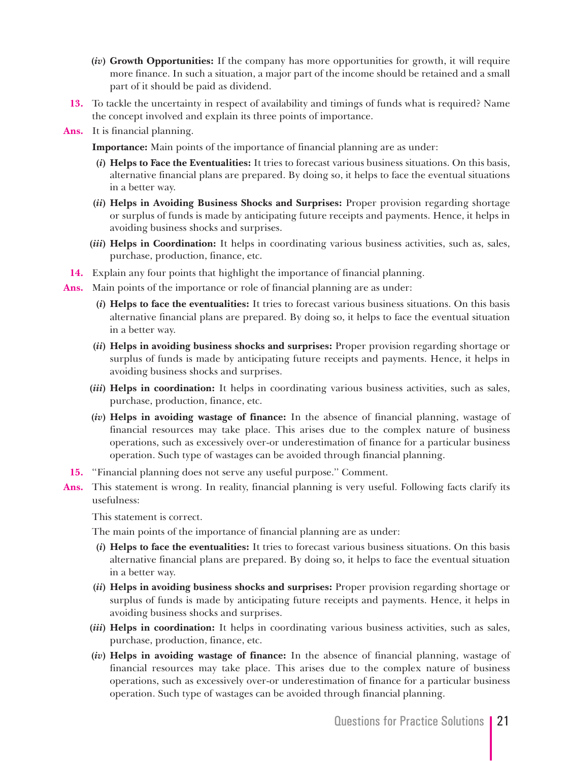(*iv*) **Growth Opportunities:** If the company has more opportunities for growth, it will require more finance. In such a situation, a major part of the income should be retained and a small part of it should be paid as dividend.

**13.** To tackle the uncertainty in respect of availability and timings of funds what is required? Name the concept involved and explain its three points of importance.

**Ans.** It is financial planning.

**Importance:** Main points of the importance of financial planning are as under:

(*i*) **Helps to Face the Eventualities:** It tries to forecast various business situations. On this basis, alternative financial plans are prepared. By doing so, it helps to face the eventual situations in a better way.

(*ii*) **Helps in Avoiding Business Shocks and Surprises:** Proper provision regarding shortage or surplus of funds is made by anticipating future receipts and payments. Hence, it helps in avoiding business shocks and surprises.

(*iii*) **Helps in Coordination:** It helps in coordinating various business activities, such as, sales, purchase, production, finance, etc.

**14.** Explain any four points that highlight the importance of financial planning.

**Ans.** Main points of the importance or role of financial planning are as under:

(*i*) **Helps to face the eventualities:** It tries to forecast various business situations. On this basis alternative financial plans are prepared. By doing so, it helps to face the eventual situation in a better way.

(*ii*) **Helps in avoiding business shocks and surprises:** Proper provision regarding shortage or surplus of funds is made by anticipating future receipts and payments. Hence, it helps in avoiding business shocks and surprises.

(*iii*) **Helps in coordination:** It helps in coordinating various business activities, such as sales, purchase, production, finance, etc.

(*iv*) **Helps in avoiding wastage of finance:** In the absence of financial planning, wastage of financial resources may take place. This arises due to the complex nature of business operations, such as excessively over-or underestimation of finance for a particular business operation. Such type of wastages can be avoided through financial planning.

**15.** "Financial planning does not serve any useful purpose." Comment.

**Ans.** This statement is wrong. In reality, financial planning is very useful. Following facts clarify its usefulness:

This statement is correct.

The main points of the importance of financial planning are as under:

(*i*) **Helps to face the eventualities:** It tries to forecast various business situations. On this basis alternative financial plans are prepared. By doing so, it helps to face the eventual situation in a better way.

(*ii*) **Helps in avoiding business shocks and surprises:** Proper provision regarding shortage or surplus of funds is made by anticipating future receipts and payments. Hence, it helps in avoiding business shocks and surprises.

(*iii*) **Helps in coordination:** It helps in coordinating various business activities, such as sales, purchase, production, finance, etc.

(*iv*) **Helps in avoiding wastage of finance:** In the absence of financial planning, wastage of financial resources may take place. This arises due to the complex nature of business operations, such as excessively over-or underestimation of finance for a particular business operation. Such type of wastages can be avoided through financial planning.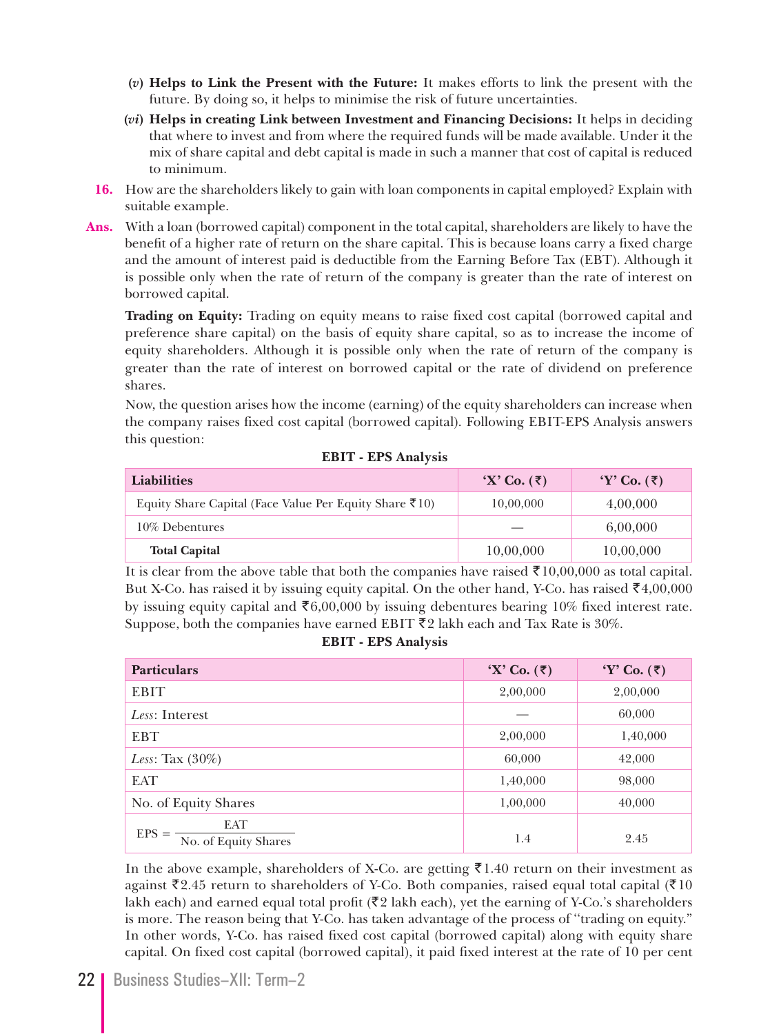(*v*) **Helps to Link the Present with the Future:** It makes efforts to link the present with the future. By doing so, it helps to minimise the risk of future uncertainties.

(*vi*) **Helps in creating Link between Investment and Financing Decisions:** It helps in deciding that where to invest and from where the required funds will be made available. Under it the mix of share capital and debt capital is made in such a manner that cost of capital is reduced to minimum.

**16.** How are the shareholders likely to gain with loan components in capital employed? Explain with suitable example.

**Ans.** With a loan (borrowed capital) component in the total capital, shareholders are likely to have the benefit of a higher rate of return on the share capital. This is because loans carry a fixed charge and the amount of interest paid is deductible from the Earning Before Tax (EBT). Although it is possible only when the rate of return of the company is greater than the rate of interest on borrowed capital.

**Trading on Equity:** Trading on equity means to raise fixed cost capital (borrowed capital and preference share capital) on the basis of equity share capital, so as to increase the income of equity shareholders. Although it is possible only when the rate of return of the company is greater than the rate of interest on borrowed capital or the rate of dividend on preference shares.

Now, the question arises how the income (earning) of the equity shareholders can increase when the company raises fixed cost capital (borrowed capital). Following EBIT-EPS Analysis answers this question:

**EBIT - EPS Analysis**

| Liabilities | 'X' Co. (₹) | 'Y' Co. (₹) |
|---|---|---|
| Equity Share Capital (Face Value Per Equity Share ₹10) | 10,00,000 | 4,00,000 |
| 10% Debentures | — | 6,00,000 |
| **Total Capital** | 10,00,000 | 10,00,000 |

It is clear from the above table that both the companies have raised ₹10,00,000 as total capital. But X-Co. has raised it by issuing equity capital. On the other hand, Y-Co. has raised ₹4,00,000 by issuing equity capital and ₹6,00,000 by issuing debentures bearing 10% fixed interest rate. Suppose, both the companies have earned EBIT ₹2 lakh each and Tax Rate is 30%.

**EBIT - EPS Analysis**

| Particulars | 'X' Co. (₹) | 'Y' Co. (₹) |
|---|---|---|
| EBIT | 2,00,000 | 2,00,000 |
| *Less*: Interest | — | 60,000 |
| EBT | 2,00,000 | 1,40,000 |
| *Less*: Tax (30%) | 60,000 | 42,000 |
| EAT | 1,40,000 | 98,000 |
| No. of Equity Shares | 1,00,000 | 40,000 |
| $\text{EPS} = \dfrac{\text{EAT}}{\text{No. of Equity Shares}}$ | 1.4 | 2.45 |

In the above example, shareholders of X-Co. are getting ₹1.40 return on their investment as against ₹2.45 return to shareholders of Y-Co. Both companies, raised equal total capital (₹10 lakh each) and earned equal total profit (₹2 lakh each), yet the earning of Y-Co.'s shareholders is more. The reason being that Y-Co. has taken advantage of the process of "trading on equity." In other words, Y-Co. has raised fixed cost capital (borrowed capital) along with equity share capital. On fixed cost capital (borrowed capital), it paid fixed interest at the rate of 10 per cent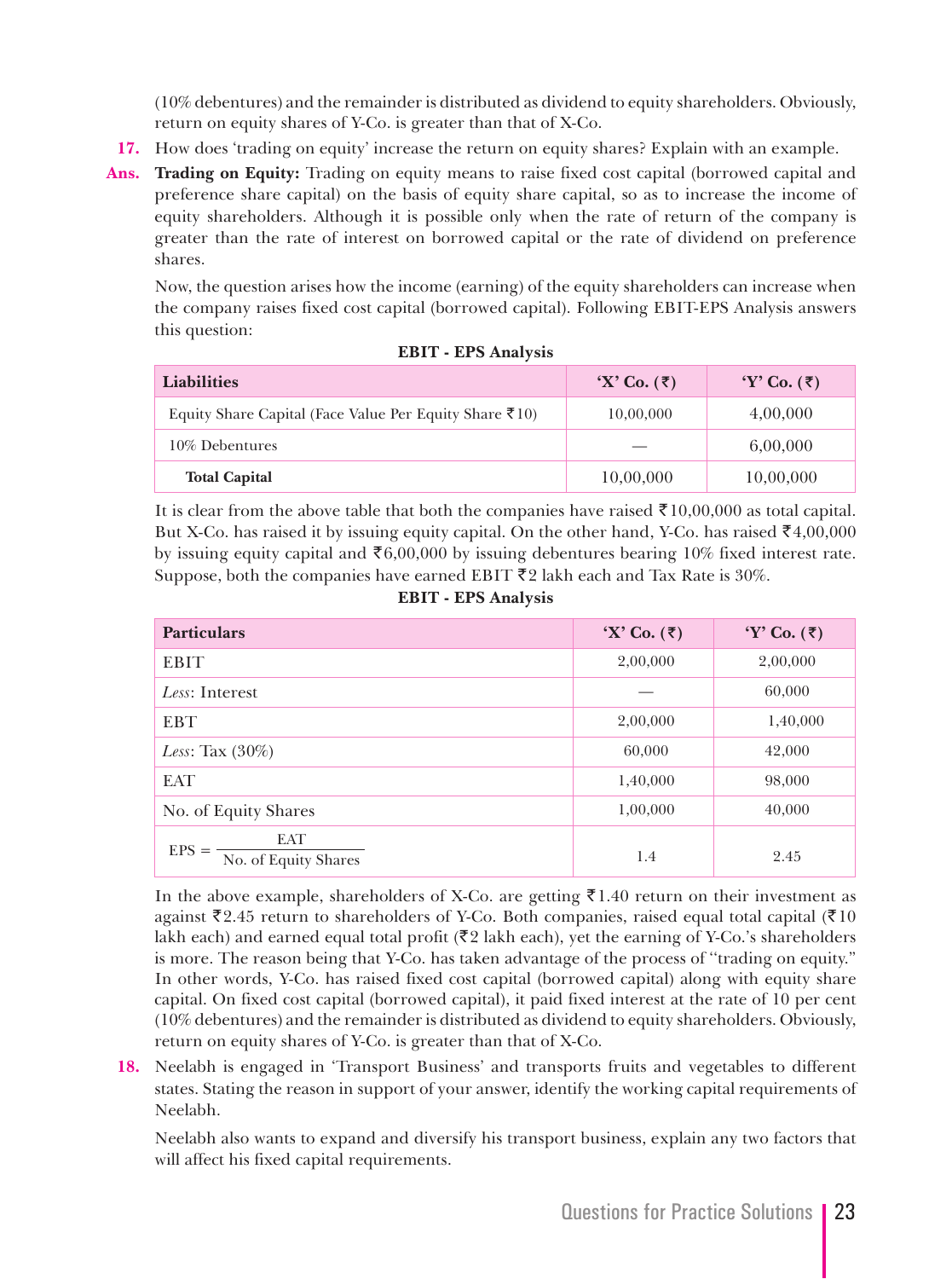(10% debentures) and the remainder is distributed as dividend to equity shareholders. Obviously, return on equity shares of Y-Co. is greater than that of X-Co.

**17.** How does 'trading on equity' increase the return on equity shares? Explain with an example.

**Ans.** **Trading on Equity:** Trading on equity means to raise fixed cost capital (borrowed capital and preference share capital) on the basis of equity share capital, so as to increase the income of equity shareholders. Although it is possible only when the rate of return of the company is greater than the rate of interest on borrowed capital or the rate of dividend on preference shares.

Now, the question arises how the income (earning) of the equity shareholders can increase when the company raises fixed cost capital (borrowed capital). Following EBIT-EPS Analysis answers this question:

**EBIT - EPS Analysis**

| Liabilities | 'X' Co. (₹) | 'Y' Co. (₹) |
|---|---|---|
| Equity Share Capital (Face Value Per Equity Share ₹10) | 10,00,000 | 4,00,000 |
| 10% Debentures | — | 6,00,000 |
| **Total Capital** | 10,00,000 | 10,00,000 |

It is clear from the above table that both the companies have raised ₹10,00,000 as total capital. But X-Co. has raised it by issuing equity capital. On the other hand, Y-Co. has raised ₹4,00,000 by issuing equity capital and ₹6,00,000 by issuing debentures bearing 10% fixed interest rate. Suppose, both the companies have earned EBIT ₹2 lakh each and Tax Rate is 30%.

**EBIT - EPS Analysis**

| Particulars | 'X' Co. (₹) | 'Y' Co. (₹) |
|---|---|---|
| EBIT | 2,00,000 | 2,00,000 |
| *Less*: Interest | — | 60,000 |
| EBT | 2,00,000 | 1,40,000 |
| *Less*: Tax (30%) | 60,000 | 42,000 |
| EAT | 1,40,000 | 98,000 |
| No. of Equity Shares | 1,00,000 | 40,000 |
| $\text{EPS} = \dfrac{\text{EAT}}{\text{No. of Equity Shares}}$ | 1.4 | 2.45 |

In the above example, shareholders of X-Co. are getting ₹1.40 return on their investment as against ₹2.45 return to shareholders of Y-Co. Both companies, raised equal total capital (₹10 lakh each) and earned equal total profit (₹2 lakh each), yet the earning of Y-Co.'s shareholders is more. The reason being that Y-Co. has taken advantage of the process of "trading on equity." In other words, Y-Co. has raised fixed cost capital (borrowed capital) along with equity share capital. On fixed cost capital (borrowed capital), it paid fixed interest at the rate of 10 per cent (10% debentures) and the remainder is distributed as dividend to equity shareholders. Obviously, return on equity shares of Y-Co. is greater than that of X-Co.

**18.** Neelabh is engaged in 'Transport Business' and transports fruits and vegetables to different states. Stating the reason in support of your answer, identify the working capital requirements of Neelabh.

Neelabh also wants to expand and diversify his transport business, explain any two factors that will affect his fixed capital requirements.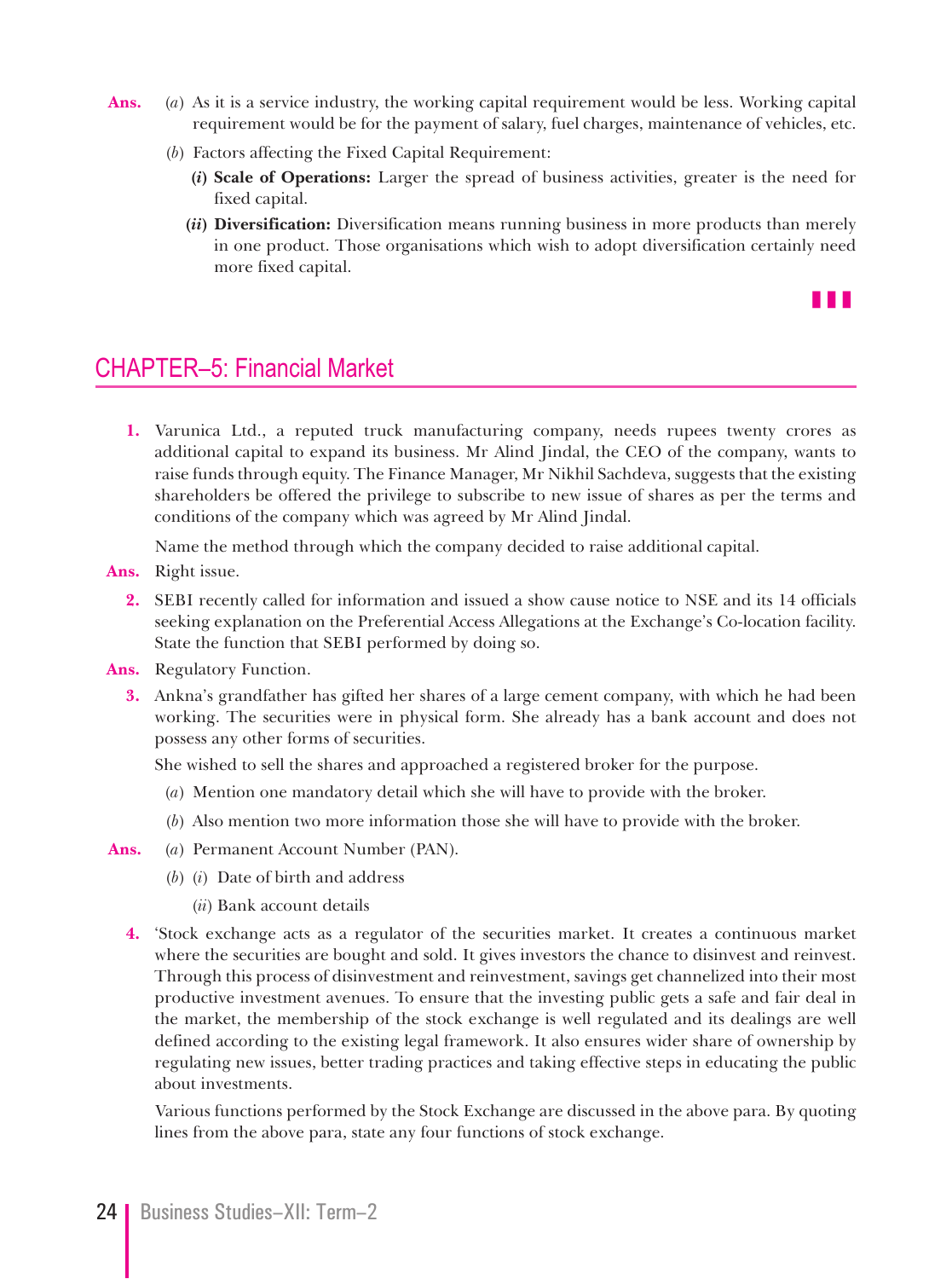**Ans.** (*a*) As it is a service industry, the working capital requirement would be less. Working capital requirement would be for the payment of salary, fuel charges, maintenance of vehicles, etc.

(*b*) Factors affecting the Fixed Capital Requirement:

(*i*) **Scale of Operations:** Larger the spread of business activities, greater is the need for fixed capital.

(*ii*) **Diversification:** Diversification means running business in more products than merely in one product. Those organisations which wish to adopt diversification certainly need more fixed capital.

## CHAPTER–5: Financial Market

**1.** Varunica Ltd., a reputed truck manufacturing company, needs rupees twenty crores as additional capital to expand its business. Mr Alind Jindal, the CEO of the company, wants to raise funds through equity. The Finance Manager, Mr Nikhil Sachdeva, suggests that the existing shareholders be offered the privilege to subscribe to new issue of shares as per the terms and conditions of the company which was agreed by Mr Alind Jindal.

Name the method through which the company decided to raise additional capital.

**Ans.** Right issue.

**2.** SEBI recently called for information and issued a show cause notice to NSE and its 14 officials seeking explanation on the Preferential Access Allegations at the Exchange's Co-location facility. State the function that SEBI performed by doing so.

**Ans.** Regulatory Function.

**3.** Ankna's grandfather has gifted her shares of a large cement company, with which he had been working. The securities were in physical form. She already has a bank account and does not possess any other forms of securities.

She wished to sell the shares and approached a registered broker for the purpose.

(*a*) Mention one mandatory detail which she will have to provide with the broker.

(*b*) Also mention two more information those she will have to provide with the broker.

**Ans.** (*a*) Permanent Account Number (PAN).

(*b*) (*i*) Date of birth and address

(*ii*) Bank account details

**4.** 'Stock exchange acts as a regulator of the securities market. It creates a continuous market where the securities are bought and sold. It gives investors the chance to disinvest and reinvest. Through this process of disinvestment and reinvestment, savings get channelized into their most productive investment avenues. To ensure that the investing public gets a safe and fair deal in the market, the membership of the stock exchange is well regulated and its dealings are well defined according to the existing legal framework. It also ensures wider share of ownership by regulating new issues, better trading practices and taking effective steps in educating the public about investments.

Various functions performed by the Stock Exchange are discussed in the above para. By quoting lines from the above para, state any four functions of stock exchange.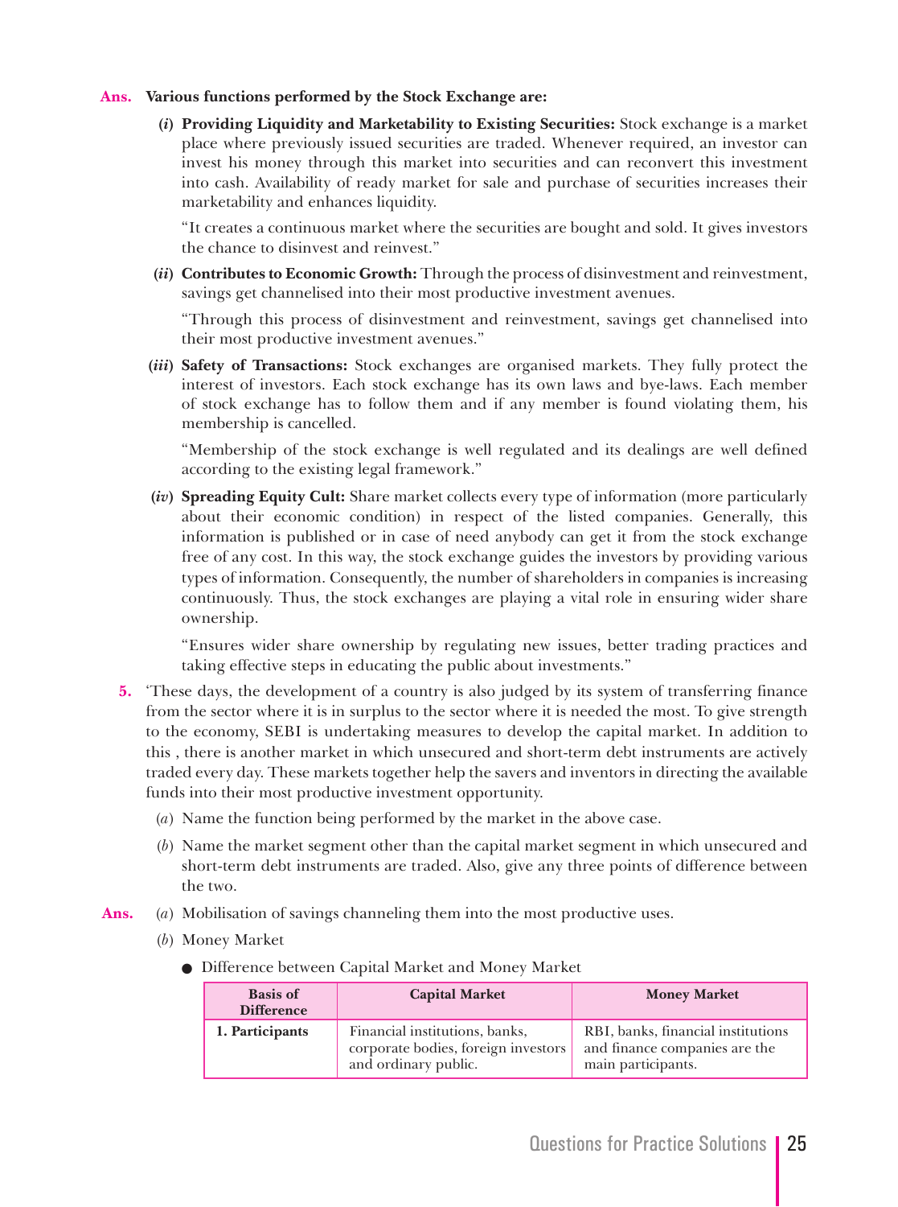**Ans.** **Various functions performed by the Stock Exchange are:**

(*i*) **Providing Liquidity and Marketability to Existing Securities:** Stock exchange is a market place where previously issued securities are traded. Whenever required, an investor can invest his money through this market into securities and can reconvert this investment into cash. Availability of ready market for sale and purchase of securities increases their marketability and enhances liquidity.

"It creates a continuous market where the securities are bought and sold. It gives investors the chance to disinvest and reinvest."

(*ii*) **Contributes to Economic Growth:** Through the process of disinvestment and reinvestment, savings get channelised into their most productive investment avenues.

"Through this process of disinvestment and reinvestment, savings get channelised into their most productive investment avenues."

(*iii*) **Safety of Transactions:** Stock exchanges are organised markets. They fully protect the interest of investors. Each stock exchange has its own laws and bye-laws. Each member of stock exchange has to follow them and if any member is found violating them, his membership is cancelled.

"Membership of the stock exchange is well regulated and its dealings are well defined according to the existing legal framework."

(*iv*) **Spreading Equity Cult:** Share market collects every type of information (more particularly about their economic condition) in respect of the listed companies. Generally, this information is published or in case of need anybody can get it from the stock exchange free of any cost. In this way, the stock exchange guides the investors by providing various types of information. Consequently, the number of shareholders in companies is increasing continuously. Thus, the stock exchanges are playing a vital role in ensuring wider share ownership.

"Ensures wider share ownership by regulating new issues, better trading practices and taking effective steps in educating the public about investments."

**5.** 'These days, the development of a country is also judged by its system of transferring finance from the sector where it is in surplus to the sector where it is needed the most. To give strength to the economy, SEBI is undertaking measures to develop the capital market. In addition to this , there is another market in which unsecured and short-term debt instruments are actively traded every day. These markets together help the savers and inventors in directing the available funds into their most productive investment opportunity.

(*a*) Name the function being performed by the market in the above case.

(*b*) Name the market segment other than the capital market segment in which unsecured and short-term debt instruments are traded. Also, give any three points of difference between the two.

**Ans.** (*a*) Mobilisation of savings channeling them into the most productive uses.

(*b*) Money Market

- Difference between Capital Market and Money Market

| Basis of Difference | Capital Market | Money Market |
|---|---|---|
| **1. Participants** | Financial institutions, banks, corporate bodies, foreign investors and ordinary public. | RBI, banks, financial institutions and finance companies are the main participants. |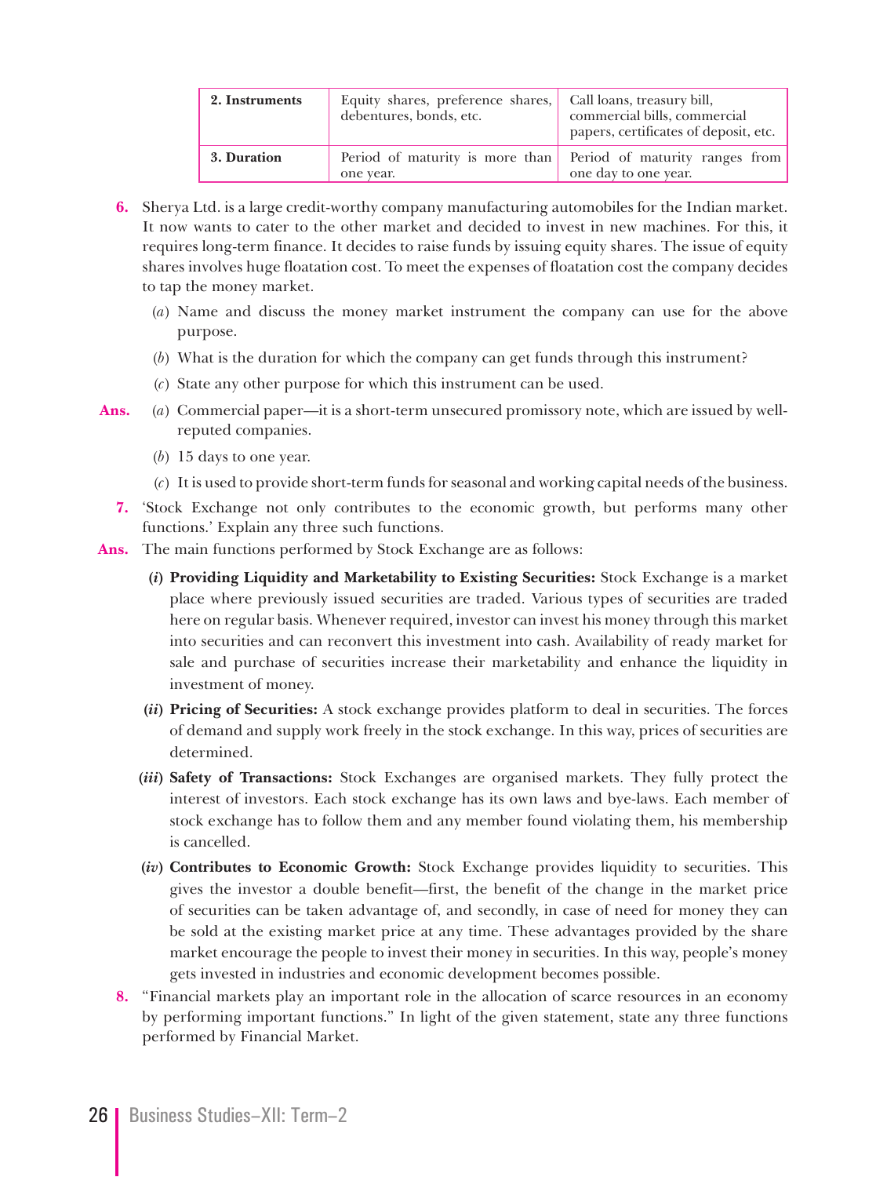| 2. Instruments | Equity shares, preference shares, debentures, bonds, etc. | Call loans, treasury bill, commercial bills, commercial papers, certificates of deposit, etc. |
|---|---|---|
| 3. Duration | Period of maturity is more than one year. | Period of maturity ranges from one day to one year. |

**6.** Sherya Ltd. is a large credit-worthy company manufacturing automobiles for the Indian market. It now wants to cater to the other market and decided to invest in new machines. For this, it requires long-term finance. It decides to raise funds by issuing equity shares. The issue of equity shares involves huge floatation cost. To meet the expenses of floatation cost the company decides to tap the money market.

(*a*) Name and discuss the money market instrument the company can use for the above purpose.

(*b*) What is the duration for which the company can get funds through this instrument?

(*c*) State any other purpose for which this instrument can be used.

**Ans.** (*a*) Commercial paper—it is a short-term unsecured promissory note, which are issued by well-reputed companies.

(*b*) 15 days to one year.

(*c*) It is used to provide short-term funds for seasonal and working capital needs of the business.

**7.** 'Stock Exchange not only contributes to the economic growth, but performs many other functions.' Explain any three such functions.

**Ans.** The main functions performed by Stock Exchange are as follows:

**(*i*) Providing Liquidity and Marketability to Existing Securities:** Stock Exchange is a market place where previously issued securities are traded. Various types of securities are traded here on regular basis. Whenever required, investor can invest his money through this market into securities and can reconvert this investment into cash. Availability of ready market for sale and purchase of securities increase their marketability and enhance the liquidity in investment of money.

**(*ii*) Pricing of Securities:** A stock exchange provides platform to deal in securities. The forces of demand and supply work freely in the stock exchange. In this way, prices of securities are determined.

**(*iii*) Safety of Transactions:** Stock Exchanges are organised markets. They fully protect the interest of investors. Each stock exchange has its own laws and bye-laws. Each member of stock exchange has to follow them and any member found violating them, his membership is cancelled.

**(*iv*) Contributes to Economic Growth:** Stock Exchange provides liquidity to securities. This gives the investor a double benefit—first, the benefit of the change in the market price of securities can be taken advantage of, and secondly, in case of need for money they can be sold at the existing market price at any time. These advantages provided by the share market encourage the people to invest their money in securities. In this way, people's money gets invested in industries and economic development becomes possible.

**8.** "Financial markets play an important role in the allocation of scarce resources in an economy by performing important functions." In light of the given statement, state any three functions performed by Financial Market.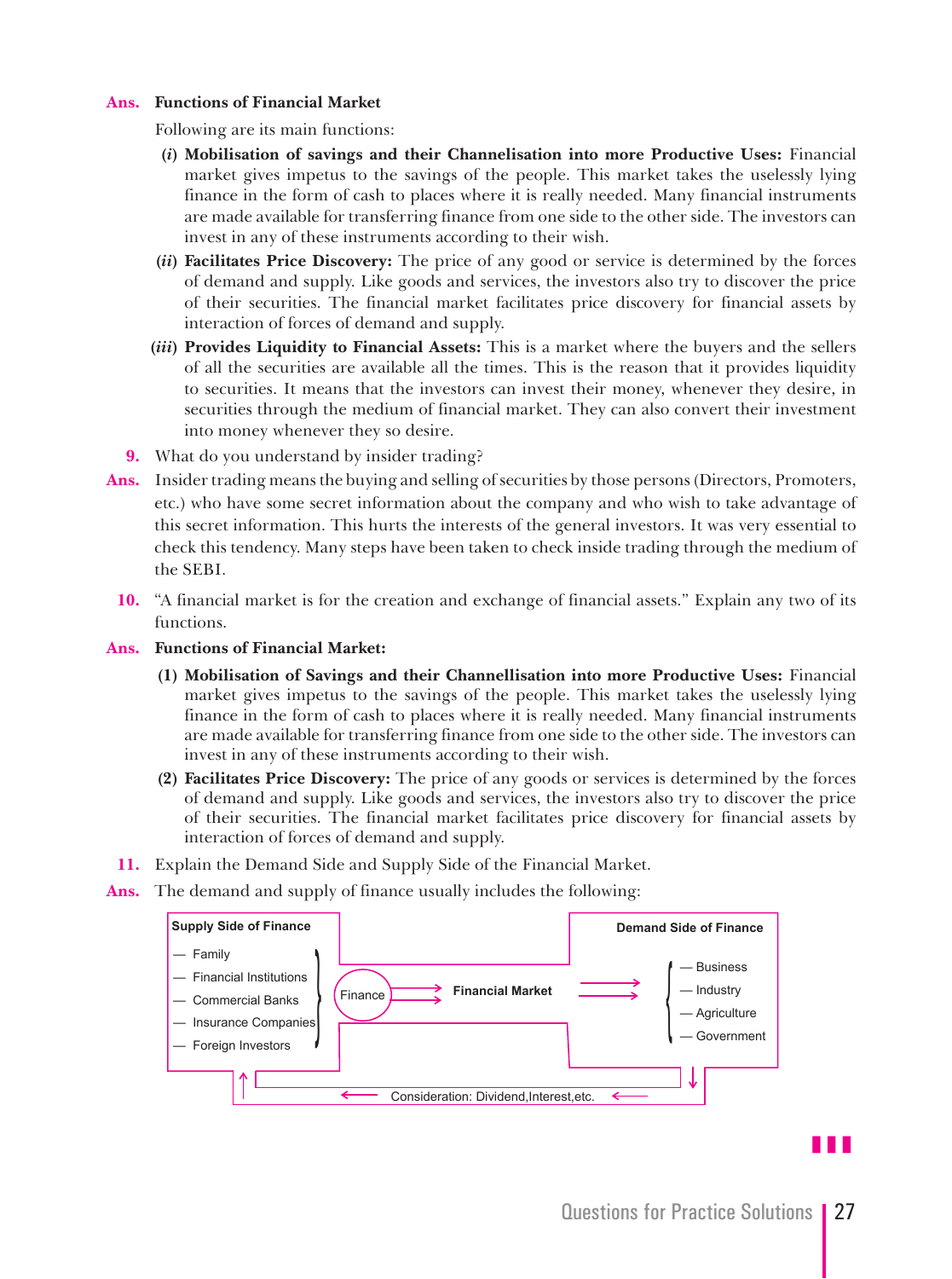**Ans. Functions of Financial Market**

Following are its main functions:

(*i*) **Mobilisation of savings and their Channelisation into more Productive Uses:** Financial market gives impetus to the savings of the people. This market takes the uselessly lying finance in the form of cash to places where it is really needed. Many financial instruments are made available for transferring finance from one side to the other side. The investors can invest in any of these instruments according to their wish.

(*ii*) **Facilitates Price Discovery:** The price of any good or service is determined by the forces of demand and supply. Like goods and services, the investors also try to discover the price of their securities. The financial market facilitates price discovery for financial assets by interaction of forces of demand and supply.

(*iii*) **Provides Liquidity to Financial Assets:** This is a market where the buyers and the sellers of all the securities are available all the times. This is the reason that it provides liquidity to securities. It means that the investors can invest their money, whenever they desire, in securities through the medium of financial market. They can also convert their investment into money whenever they so desire.

**9.** What do you understand by insider trading?

**Ans.** Insider trading means the buying and selling of securities by those persons (Directors, Promoters, etc.) who have some secret information about the company and who wish to take advantage of this secret information. This hurts the interests of the general investors. It was very essential to check this tendency. Many steps have been taken to check inside trading through the medium of the SEBI.

**10.** "A financial market is for the creation and exchange of financial assets." Explain any two of its functions.

**Ans. Functions of Financial Market:**

**(1) Mobilisation of Savings and their Channellisation into more Productive Uses:** Financial market gives impetus to the savings of the people. This market takes the uselessly lying finance in the form of cash to places where it is really needed. Many financial instruments are made available for transferring finance from one side to the other side. The investors can invest in any of these instruments according to their wish.

**(2) Facilitates Price Discovery:** The price of any goods or services is determined by the forces of demand and supply. Like goods and services, the investors also try to discover the price of their securities. The financial market facilitates price discovery for financial assets by interaction of forces of demand and supply.

**11.** Explain the Demand Side and Supply Side of the Financial Market.

**Ans.** The demand and supply of finance usually includes the following:

**Supply Side of Finance**
- Family
- Financial Institutions
- Commercial Banks
- Insurance Companies
- Foreign Investors

Finance → **Financial Market** →

**Demand Side of Finance**
- Business
- Industry
- Agriculture
- Government

← Consideration: Dividend, Interest, etc. ←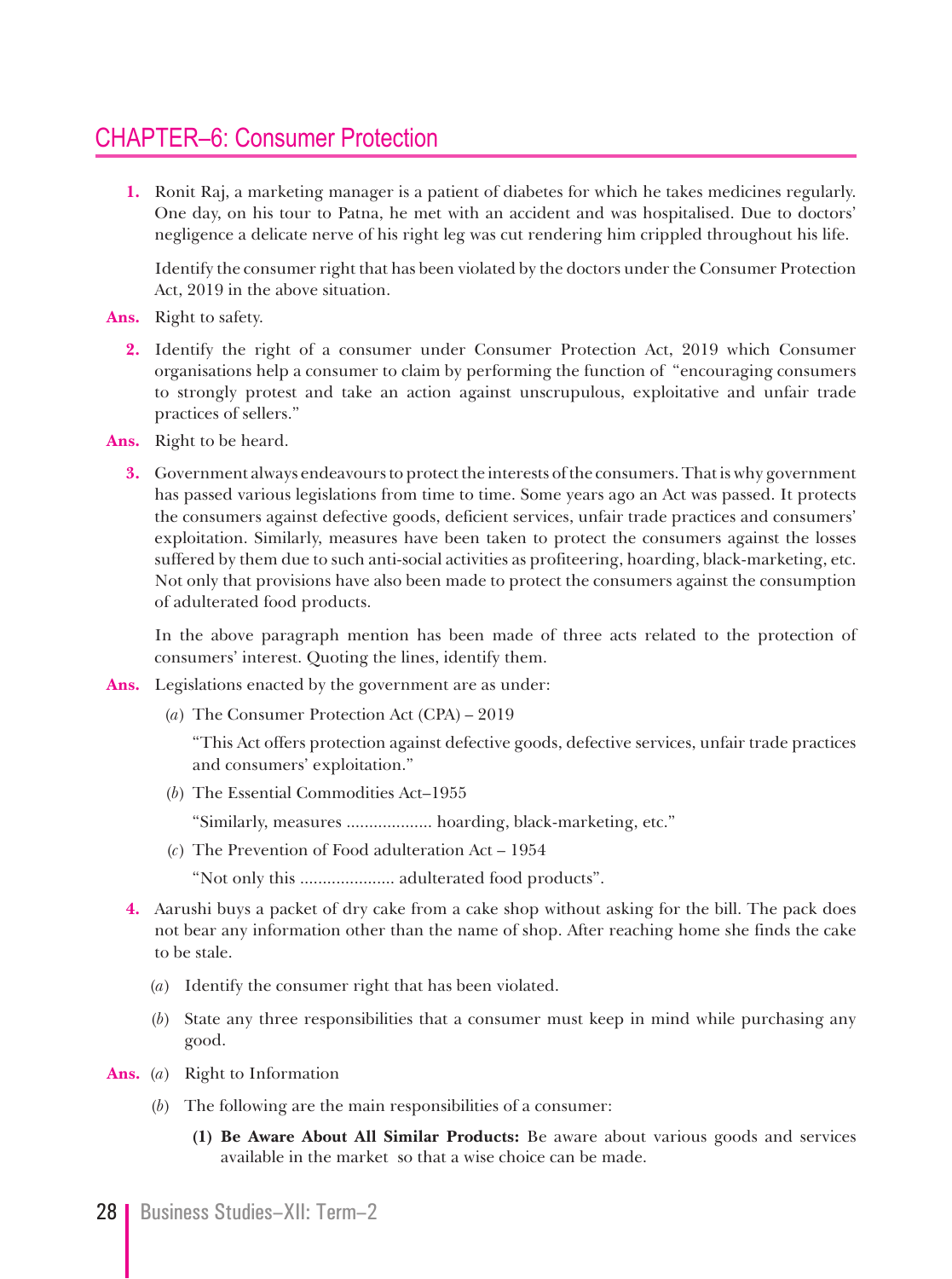# CHAPTER–6: Consumer Protection

**1.** Ronit Raj, a marketing manager is a patient of diabetes for which he takes medicines regularly. One day, on his tour to Patna, he met with an accident and was hospitalised. Due to doctors' negligence a delicate nerve of his right leg was cut rendering him crippled throughout his life.

Identify the consumer right that has been violated by the doctors under the Consumer Protection Act, 2019 in the above situation.

**Ans.** Right to safety.

**2.** Identify the right of a consumer under Consumer Protection Act, 2019 which Consumer organisations help a consumer to claim by performing the function of "encouraging consumers to strongly protest and take an action against unscrupulous, exploitative and unfair trade practices of sellers."

**Ans.** Right to be heard.

**3.** Government always endeavours to protect the interests of the consumers. That is why government has passed various legislations from time to time. Some years ago an Act was passed. It protects the consumers against defective goods, deficient services, unfair trade practices and consumers' exploitation. Similarly, measures have been taken to protect the consumers against the losses suffered by them due to such anti-social activities as profiteering, hoarding, black-marketing, etc. Not only that provisions have also been made to protect the consumers against the consumption of adulterated food products.

In the above paragraph mention has been made of three acts related to the protection of consumers' interest. Quoting the lines, identify them.

**Ans.** Legislations enacted by the government are as under:

(*a*) The Consumer Protection Act (CPA) – 2019

"This Act offers protection against defective goods, defective services, unfair trade practices and consumers' exploitation."

(*b*) The Essential Commodities Act–1955

"Similarly, measures .................. hoarding, black-marketing, etc."

(*c*) The Prevention of Food adulteration Act – 1954

"Not only this .................... adulterated food products".

**4.** Aarushi buys a packet of dry cake from a cake shop without asking for the bill. The pack does not bear any information other than the name of shop. After reaching home she finds the cake to be stale.

(*a*) Identify the consumer right that has been violated.

(*b*) State any three responsibilities that a consumer must keep in mind while purchasing any good.

**Ans.** (*a*) Right to Information

(*b*) The following are the main responsibilities of a consumer:

**(1) Be Aware About All Similar Products:** Be aware about various goods and services available in the market so that a wise choice can be made.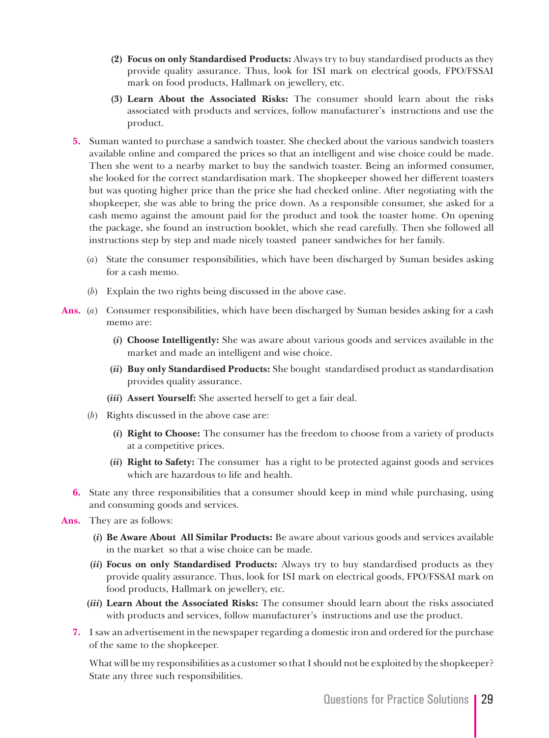**(2) Focus on only Standardised Products:** Always try to buy standardised products as they provide quality assurance. Thus, look for ISI mark on electrical goods, FPO/FSSAI mark on food products, Hallmark on jewellery, etc.

**(3) Learn About the Associated Risks:** The consumer should learn about the risks associated with products and services, follow manufacturer's instructions and use the product.

**5.** Suman wanted to purchase a sandwich toaster. She checked about the various sandwich toasters available online and compared the prices so that an intelligent and wise choice could be made. Then she went to a nearby market to buy the sandwich toaster. Being an informed consumer, she looked for the correct standardisation mark. The shopkeeper showed her different toasters but was quoting higher price than the price she had checked online. After negotiating with the shopkeeper, she was able to bring the price down. As a responsible consumer, she asked for a cash memo against the amount paid for the product and took the toaster home. On opening the package, she found an instruction booklet, which she read carefully. Then she followed all instructions step by step and made nicely toasted paneer sandwiches for her family.

(*a*) State the consumer responsibilities, which have been discharged by Suman besides asking for a cash memo.

(*b*) Explain the two rights being discussed in the above case.

**Ans.** (*a*) Consumer responsibilities, which have been discharged by Suman besides asking for a cash memo are:

**(*i*) Choose Intelligently:** She was aware about various goods and services available in the market and made an intelligent and wise choice.

**(*ii*) Buy only Standardised Products:** She bought standardised product as standardisation provides quality assurance.

**(*iii*) Assert Yourself:** She asserted herself to get a fair deal.

(*b*) Rights discussed in the above case are:

**(*i*) Right to Choose:** The consumer has the freedom to choose from a variety of products at a competitive prices.

**(*ii*) Right to Safety:** The consumer has a right to be protected against goods and services which are hazardous to life and health.

**6.** State any three responsibilities that a consumer should keep in mind while purchasing, using and consuming goods and services.

**Ans.** They are as follows:

**(*i*) Be Aware About All Similar Products:** Be aware about various goods and services available in the market so that a wise choice can be made.

**(*ii*) Focus on only Standardised Products:** Always try to buy standardised products as they provide quality assurance. Thus, look for ISI mark on electrical goods, FPO/FSSAI mark on food products, Hallmark on jewellery, etc.

**(*iii*) Learn About the Associated Risks:** The consumer should learn about the risks associated with products and services, follow manufacturer's instructions and use the product.

**7.** I saw an advertisement in the newspaper regarding a domestic iron and ordered for the purchase of the same to the shopkeeper.

What will be my responsibilities as a customer so that I should not be exploited by the shopkeeper? State any three such responsibilities.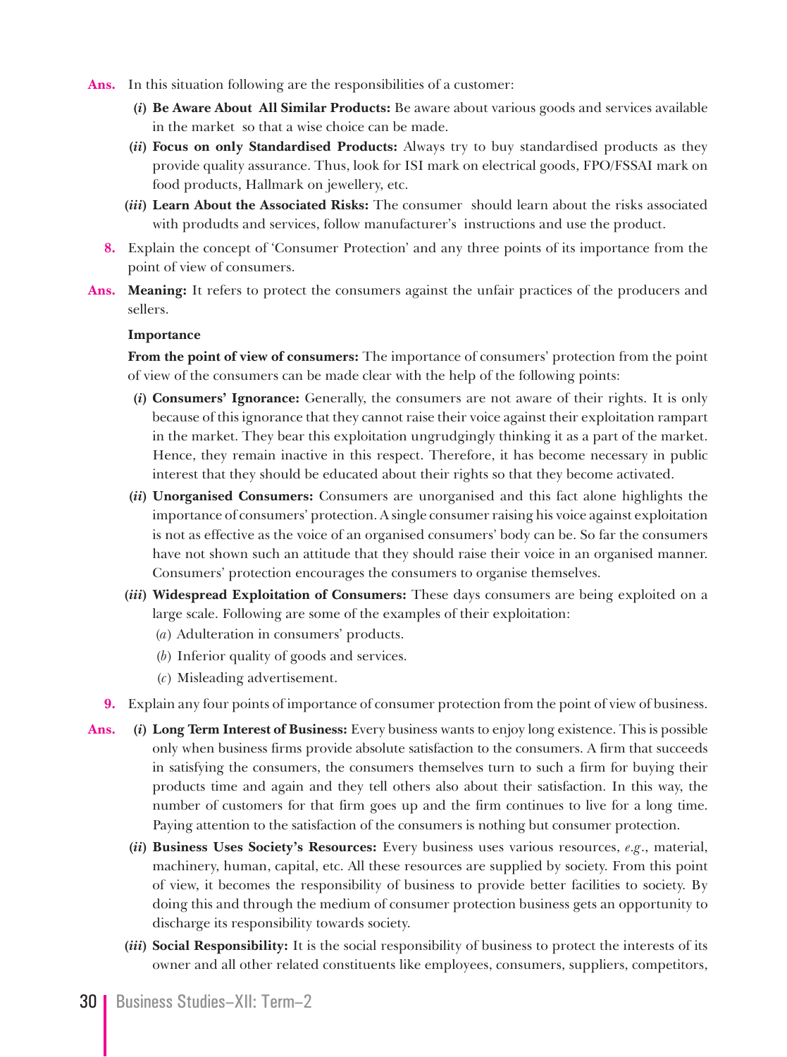**Ans.** In this situation following are the responsibilities of a customer:

(*i*) **Be Aware About All Similar Products:** Be aware about various goods and services available in the market so that a wise choice can be made.

(*ii*) **Focus on only Standardised Products:** Always try to buy standardised products as they provide quality assurance. Thus, look for ISI mark on electrical goods, FPO/FSSAI mark on food products, Hallmark on jewellery, etc.

(*iii*) **Learn About the Associated Risks:** The consumer should learn about the risks associated with produdts and services, follow manufacturer's instructions and use the product.

**8.** Explain the concept of 'Consumer Protection' and any three points of its importance from the point of view of consumers.

**Ans.** **Meaning:** It refers to protect the consumers against the unfair practices of the producers and sellers.

**Importance**

**From the point of view of consumers:** The importance of consumers' protection from the point of view of the consumers can be made clear with the help of the following points:

(*i*) **Consumers' Ignorance:** Generally, the consumers are not aware of their rights. It is only because of this ignorance that they cannot raise their voice against their exploitation rampart in the market. They bear this exploitation ungrudgingly thinking it as a part of the market. Hence, they remain inactive in this respect. Therefore, it has become necessary in public interest that they should be educated about their rights so that they become activated.

(*ii*) **Unorganised Consumers:** Consumers are unorganised and this fact alone highlights the importance of consumers' protection. A single consumer raising his voice against exploitation is not as effective as the voice of an organised consumers' body can be. So far the consumers have not shown such an attitude that they should raise their voice in an organised manner. Consumers' protection encourages the consumers to organise themselves.

(*iii*) **Widespread Exploitation of Consumers:** These days consumers are being exploited on a large scale. Following are some of the examples of their exploitation:

(*a*) Adulteration in consumers' products.

(*b*) Inferior quality of goods and services.

(*c*) Misleading advertisement.

**9.** Explain any four points of importance of consumer protection from the point of view of business.

**Ans.** (*i*) **Long Term Interest of Business:** Every business wants to enjoy long existence. This is possible only when business firms provide absolute satisfaction to the consumers. A firm that succeeds in satisfying the consumers, the consumers themselves turn to such a firm for buying their products time and again and they tell others also about their satisfaction. In this way, the number of customers for that firm goes up and the firm continues to live for a long time. Paying attention to the satisfaction of the consumers is nothing but consumer protection.

(*ii*) **Business Uses Society's Resources:** Every business uses various resources, *e.g.*, material, machinery, human, capital, etc. All these resources are supplied by society. From this point of view, it becomes the responsibility of business to provide better facilities to society. By doing this and through the medium of consumer protection business gets an opportunity to discharge its responsibility towards society.

(*iii*) **Social Responsibility:** It is the social responsibility of business to protect the interests of its owner and all other related constituents like employees, consumers, suppliers, competitors,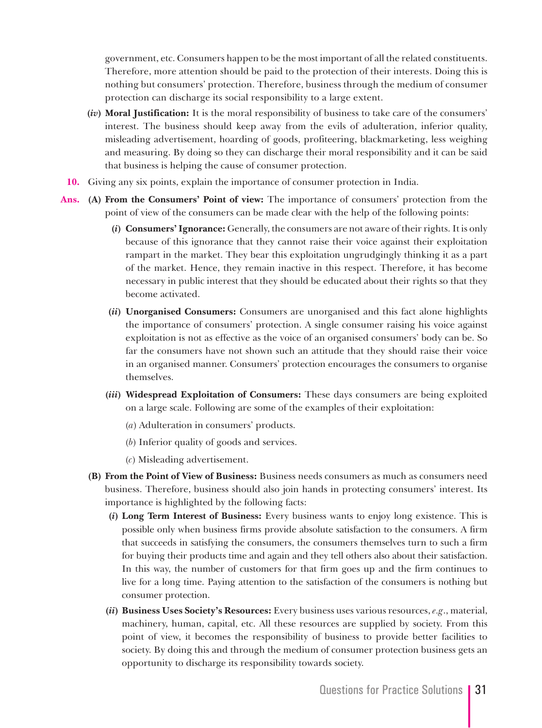government, etc. Consumers happen to be the most important of all the related constituents. Therefore, more attention should be paid to the protection of their interests. Doing this is nothing but consumers' protection. Therefore, business through the medium of consumer protection can discharge its social responsibility to a large extent.

**(*iv*) Moral Justification:** It is the moral responsibility of business to take care of the consumers' interest. The business should keep away from the evils of adulteration, inferior quality, misleading advertisement, hoarding of goods, profiteering, blackmarketing, less weighing and measuring. By doing so they can discharge their moral responsibility and it can be said that business is helping the cause of consumer protection.

**10.** Giving any six points, explain the importance of consumer protection in India.

**Ans. (A) From the Consumers' Point of view:** The importance of consumers' protection from the point of view of the consumers can be made clear with the help of the following points:

**(*i*) Consumers' Ignorance:** Generally, the consumers are not aware of their rights. It is only because of this ignorance that they cannot raise their voice against their exploitation rampart in the market. They bear this exploitation ungrudgingly thinking it as a part of the market. Hence, they remain inactive in this respect. Therefore, it has become necessary in public interest that they should be educated about their rights so that they become activated.

**(*ii*) Unorganised Consumers:** Consumers are unorganised and this fact alone highlights the importance of consumers' protection. A single consumer raising his voice against exploitation is not as effective as the voice of an organised consumers' body can be. So far the consumers have not shown such an attitude that they should raise their voice in an organised manner. Consumers' protection encourages the consumers to organise themselves.

**(*iii*) Widespread Exploitation of Consumers:** These days consumers are being exploited on a large scale. Following are some of the examples of their exploitation:

(*a*) Adulteration in consumers' products.

(*b*) Inferior quality of goods and services.

(*c*) Misleading advertisement.

**(B) From the Point of View of Business:** Business needs consumers as much as consumers need business. Therefore, business should also join hands in protecting consumers' interest. Its importance is highlighted by the following facts:

**(*i*) Long Term Interest of Business:** Every business wants to enjoy long existence. This is possible only when business firms provide absolute satisfaction to the consumers. A firm that succeeds in satisfying the consumers, the consumers themselves turn to such a firm for buying their products time and again and they tell others also about their satisfaction. In this way, the number of customers for that firm goes up and the firm continues to live for a long time. Paying attention to the satisfaction of the consumers is nothing but consumer protection.

**(*ii*) Business Uses Society's Resources:** Every business uses various resources, *e.g.*, material, machinery, human, capital, etc. All these resources are supplied by society. From this point of view, it becomes the responsibility of business to provide better facilities to society. By doing this and through the medium of consumer protection business gets an opportunity to discharge its responsibility towards society.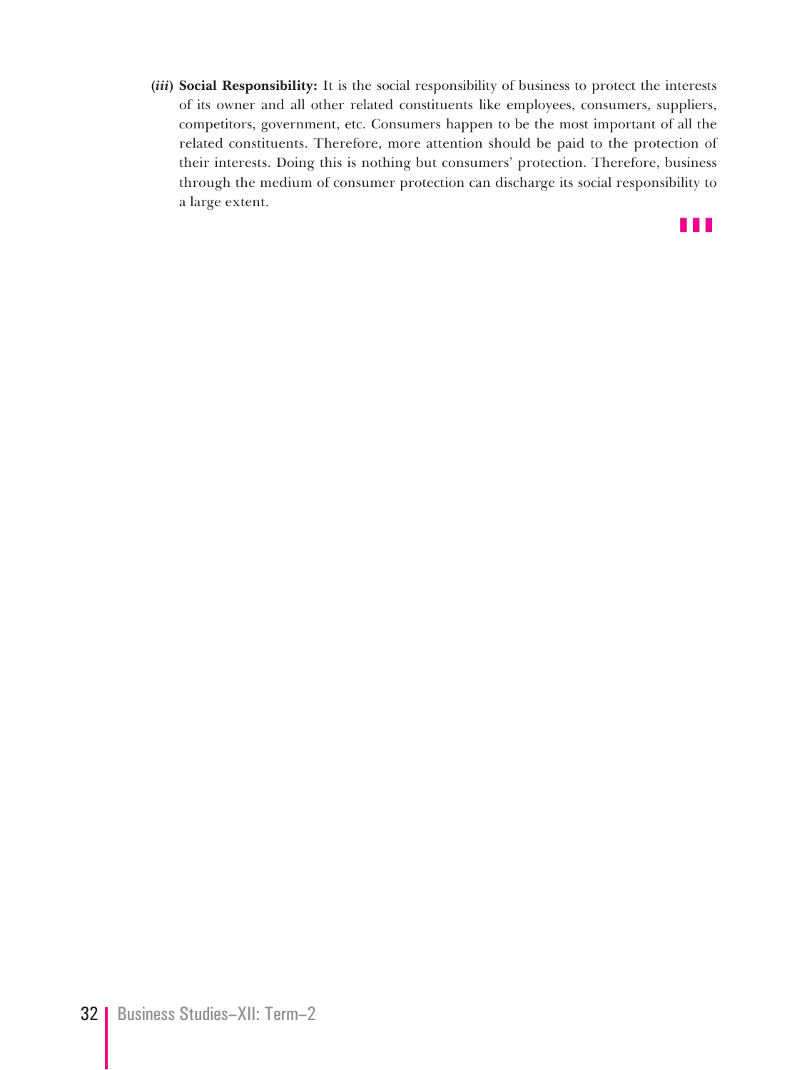(*iii*) **Social Responsibility:** It is the social responsibility of business to protect the interests of its owner and all other related constituents like employees, consumers, suppliers, competitors, government, etc. Consumers happen to be the most important of all the related constituents. Therefore, more attention should be paid to the protection of their interests. Doing this is nothing but consumers' protection. Therefore, business through the medium of consumer protection can discharge its social responsibility to a large extent.